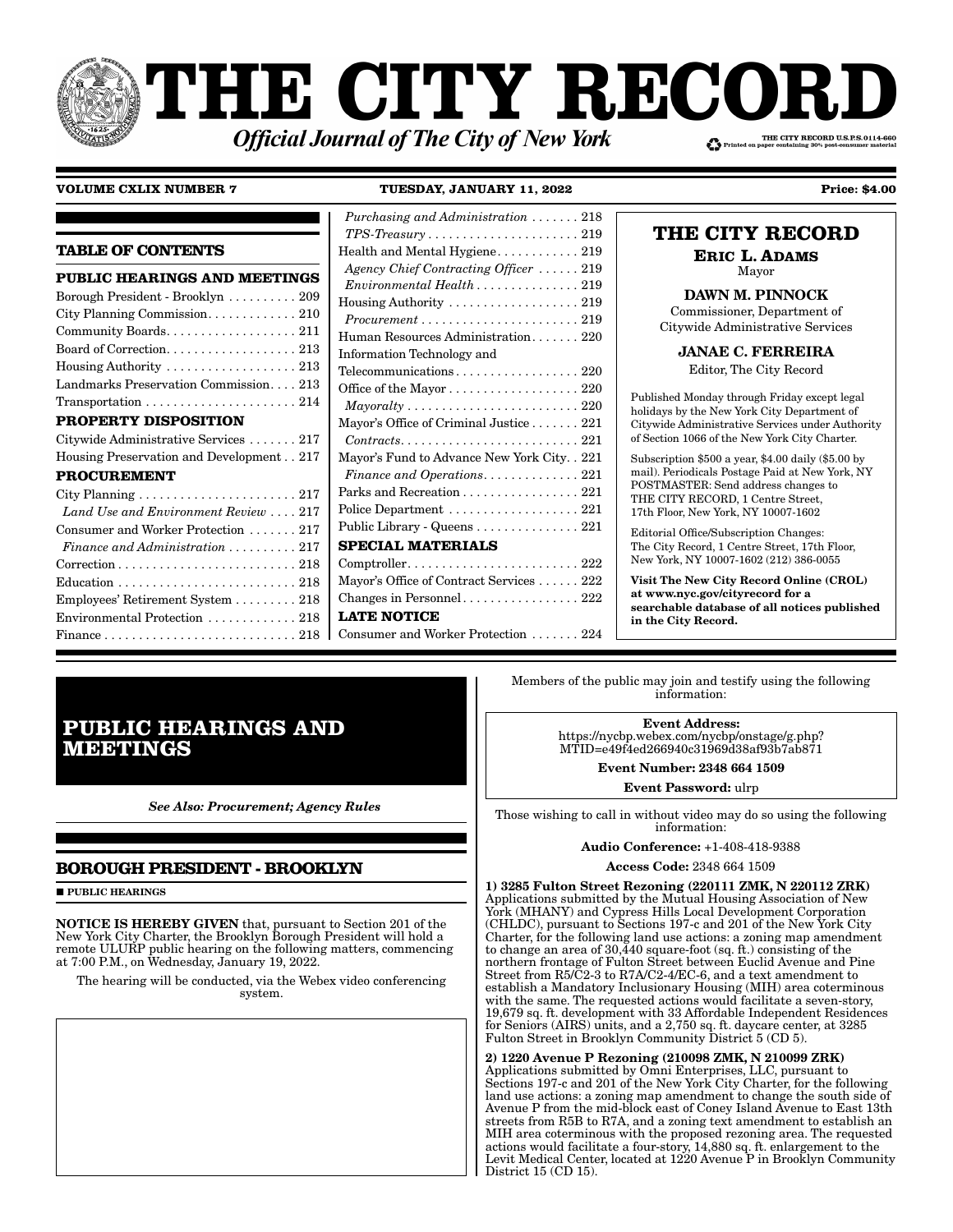# THE CITY RECORD

***Official Journal of The City of New York***

THE CITY RECORD U.S.P.S.0114-660
Printed on paper containing 30% post-consumer material

**VOLUME CXLIX NUMBER 7** **TUESDAY, JANUARY 11, 2022** **Price: $4.00**

## TABLE OF CONTENTS

**PUBLIC HEARINGS AND MEETINGS**

Borough President - Brooklyn . . . . . . . . . . 209
City Planning Commission. . . . . . . . . . . . . 210
Community Boards. . . . . . . . . . . . . . . . . . . 211
Board of Correction. . . . . . . . . . . . . . . . . . 213
Housing Authority . . . . . . . . . . . . . . . . . . . 213
Landmarks Preservation Commission. . . . 213
Transportation . . . . . . . . . . . . . . . . . . . . . . 214

**PROPERTY DISPOSITION**

Citywide Administrative Services . . . . . . . 217
Housing Preservation and Development . . 217

**PROCUREMENT**

City Planning . . . . . . . . . . . . . . . . . . . . . . . 217
*Land Use and Environment Review* . . . . 217
Consumer and Worker Protection . . . . . . . 217
*Finance and Administration* . . . . . . . . . . 217
Correction . . . . . . . . . . . . . . . . . . . . . . . . . . 218
Education . . . . . . . . . . . . . . . . . . . . . . . . . . 218
Employees' Retirement System . . . . . . . . . 218
Environmental Protection . . . . . . . . . . . . . 218
Finance . . . . . . . . . . . . . . . . . . . . . . . . . . . . 218
*Purchasing and Administration* . . . . . . . 218
*TPS-Treasury* . . . . . . . . . . . . . . . . . . . . . . 219
Health and Mental Hygiene. . . . . . . . . . . . 219
*Agency Chief Contracting Officer* . . . . . . 219
*Environmental Health* . . . . . . . . . . . . . . . 219
Housing Authority . . . . . . . . . . . . . . . . . . . 219
*Procurement* . . . . . . . . . . . . . . . . . . . . . . . 219
Human Resources Administration. . . . . . . 220
Information Technology and Telecommunications. . . . . . . . . . . . . . . . . . 220
Office of the Mayor . . . . . . . . . . . . . . . . . . . 220
*Mayoralty* . . . . . . . . . . . . . . . . . . . . . . . . . 220
Mayor's Office of Criminal Justice . . . . . . . 221
*Contracts*. . . . . . . . . . . . . . . . . . . . . . . . . . 221
Mayor's Fund to Advance New York City. . 221
*Finance and Operations*. . . . . . . . . . . . . . 221
Parks and Recreation . . . . . . . . . . . . . . . . . 221
Police Department . . . . . . . . . . . . . . . . . . . 221
Public Library - Queens . . . . . . . . . . . . . . . 221

**SPECIAL MATERIALS**

Comptroller. . . . . . . . . . . . . . . . . . . . . . . . . 222
Mayor's Office of Contract Services . . . . . . 222
Changes in Personnel . . . . . . . . . . . . . . . . . 222

**LATE NOTICE**

Consumer and Worker Protection . . . . . . . 224

**THE CITY RECORD**

**ERIC L. ADAMS**
Mayor

**DAWN M. PINNOCK**
Commissioner, Department of Citywide Administrative Services

**JANAE C. FERREIRA**
Editor, The City Record

Published Monday through Friday except legal holidays by the New York City Department of Citywide Administrative Services under Authority of Section 1066 of the New York City Charter.

Subscription $500 a year, $4.00 daily ($5.00 by mail). Periodicals Postage Paid at New York, NY POSTMASTER: Send address changes to THE CITY RECORD, 1 Centre Street, 17th Floor, New York, NY 10007-1602

Editorial Office/Subscription Changes: The City Record, 1 Centre Street, 17th Floor, New York, NY 10007-1602 (212) 386-0055

**Visit The New City Record Online (CROL) at www.nyc.gov/cityrecord for a searchable database of all notices published in the City Record.**

# PUBLIC HEARINGS AND MEETINGS

***See Also: Procurement; Agency Rules***

## BOROUGH PRESIDENT - BROOKLYN

■ **PUBLIC HEARINGS**

**NOTICE IS HEREBY GIVEN** that, pursuant to Section 201 of the New York City Charter, the Brooklyn Borough President will hold a remote ULURP public hearing on the following matters, commencing at 7:00 P.M., on Wednesday, January 19, 2022.

The hearing will be conducted, via the Webex video conferencing system.

Members of the public may join and testify using the following information:

**Event Address:**
https://nycbp.webex.com/nycbp/onstage/g.php?MTID=e49f4ed266940c31969d38af93b7ab871

**Event Number: 2348 664 1509**

**Event Password:** ulrp

Those wishing to call in without video may do so using the following information:

**Audio Conference:** +1-408-418-9388

**Access Code:** 2348 664 1509

**1) 3285 Fulton Street Rezoning (220111 ZMK, N 220112 ZRK)**
Applications submitted by the Mutual Housing Association of New York (MHANY) and Cypress Hills Local Development Corporation (CHLDC), pursuant to Sections 197-c and 201 of the New York City Charter, for the following land use actions: a zoning map amendment to change an area of 30,440 square-foot (sq. ft.) consisting of the northern frontage of Fulton Street between Euclid Avenue and Pine Street from R5/C2-3 to R7A/C2-4/EC-6, and a text amendment to establish a Mandatory Inclusionary Housing (MIH) area coterminous with the same. The requested actions would facilitate a seven-story, 19,679 sq. ft. development with 33 Affordable Independent Residences for Seniors (AIRS) units, and a 2,750 sq. ft. daycare center, at 3285 Fulton Street in Brooklyn Community District 5 (CD 5).

**2) 1220 Avenue P Rezoning (210098 ZMK, N 210099 ZRK)**
Applications submitted by Omni Enterprises, LLC, pursuant to Sections 197-c and 201 of the New York City Charter, for the following land use actions: a zoning map amendment to change the south side of Avenue P from the mid-block east of Coney Island Avenue to East 13th streets from R5B to R7A, and a zoning text amendment to establish an MIH area coterminous with the proposed rezoning area. The requested actions would facilitate a four-story, 14,880 sq. ft. enlargement to the Levit Medical Center, located at 1220 Avenue P in Brooklyn Community District 15 (CD 15).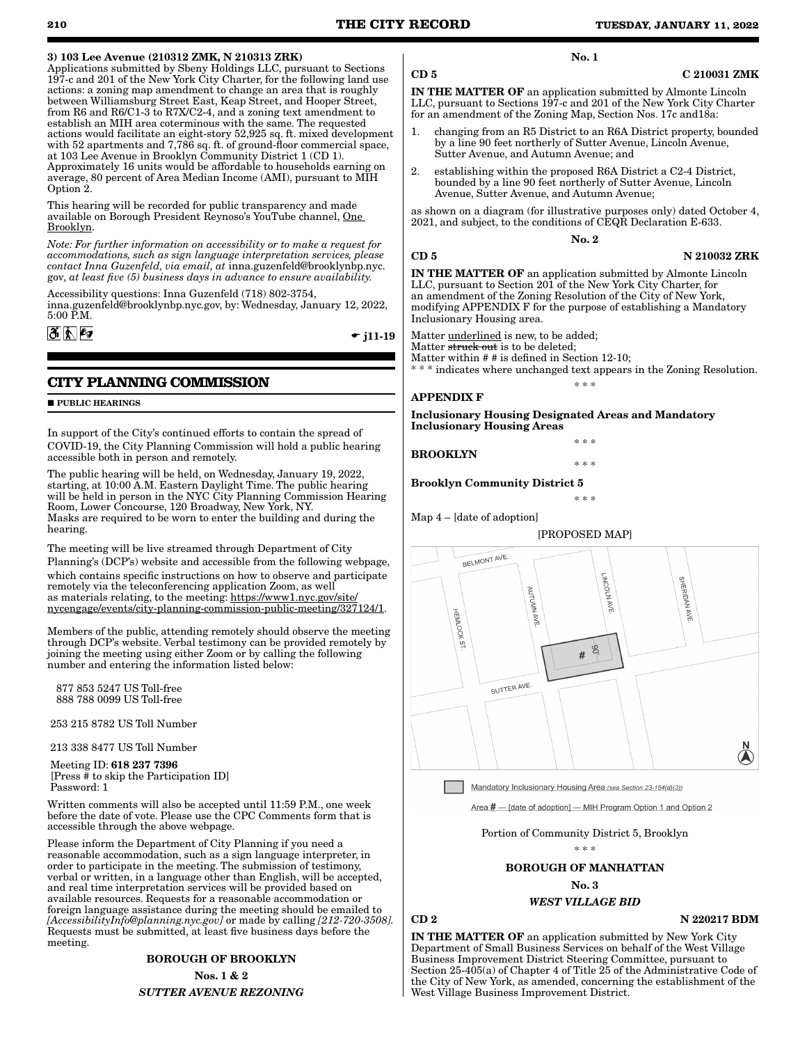**3) 103 Lee Avenue (210312 ZMK, N 210313 ZRK)**
Applications submitted by Sbeny Holdings LLC, pursuant to Sections 197-c and 201 of the New York City Charter, for the following land use actions: a zoning map amendment to change an area that is roughly between Williamsburg Street East, Keap Street, and Hooper Street, from R6 and R6/C1-3 to R7X/C2-4, and a zoning text amendment to establish an MIH area coterminous with the same. The requested actions would facilitate an eight-story 52,925 sq. ft. mixed development with 52 apartments and 7,786 sq. ft. of ground-floor commercial space, at 103 Lee Avenue in Brooklyn Community District 1 (CD 1). Approximately 16 units would be affordable to households earning on average, 80 percent of Area Median Income (AMI), pursuant to MIH Option 2.

This hearing will be recorded for public transparency and made available on Borough President Reynoso's YouTube channel, One Brooklyn.

*Note: For further information on accessibility or to make a request for accommodations, such as sign language interpretation services, please contact Inna Guzenfeld, via email, at* inna.guzenfeld@brooklynbp.nyc.gov*, at least five (5) business days in advance to ensure availability.*

Accessibility questions: Inna Guzenfeld (718) 802-3754, inna.guzenfeld@brooklynbp.nyc.gov, by: Wednesday, January 12, 2022, 5:00 P.M.

j11-19

## CITY PLANNING COMMISSION

■ **PUBLIC HEARINGS**

In support of the City's continued efforts to contain the spread of COVID-19, the City Planning Commission will hold a public hearing accessible both in person and remotely.

The public hearing will be held, on Wednesday, January 19, 2022, starting, at 10:00 A.M. Eastern Daylight Time. The public hearing will be held in person in the NYC City Planning Commission Hearing Room, Lower Concourse, 120 Broadway, New York, NY. Masks are required to be worn to enter the building and during the hearing.

The meeting will be live streamed through Department of City Planning's (DCP's) website and accessible from the following webpage, which contains specific instructions on how to observe and participate remotely via the teleconferencing application Zoom, as well as materials relating, to the meeting: https://www1.nyc.gov/site/nycengage/events/city-planning-commission-public-meeting/327124/1.

Members of the public, attending remotely should observe the meeting through DCP's website. Verbal testimony can be provided remotely by joining the meeting using either Zoom or by calling the following number and entering the information listed below:

877 853 5247 US Toll-free
888 788 0099 US Toll-free

253 215 8782 US Toll Number

213 338 8477 US Toll Number

Meeting ID: **618 237 7396**
[Press # to skip the Participation ID]
Password: 1

Written comments will also be accepted until 11:59 P.M., one week before the date of vote. Please use the CPC Comments form that is accessible through the above webpage.

Please inform the Department of City Planning if you need a reasonable accommodation, such as a sign language interpreter, in order to participate in the meeting. The submission of testimony, verbal or written, in a language other than English, will be accepted, and real time interpretation services will be provided based on available resources. Requests for a reasonable accommodation or foreign language assistance during the meeting should be emailed to *[AccessibilityInfo@planning.nyc.gov]* or made by calling *[212-720-3508]*. Requests must be submitted, at least five business days before the meeting.

### BOROUGH OF BROOKLYN

**Nos. 1 & 2**

***SUTTER AVENUE REZONING***

**No. 1**

**CD 5** **C 210031 ZMK**

**IN THE MATTER OF** an application submitted by Almonte Lincoln LLC, pursuant to Sections 197-c and 201 of the New York City Charter for an amendment of the Zoning Map, Section Nos. 17c and18a:

1. changing from an R5 District to an R6A District property, bounded by a line 90 feet northerly of Sutter Avenue, Lincoln Avenue, Sutter Avenue, and Autumn Avenue; and
2. establishing within the proposed R6A District a C2-4 District, bounded by a line 90 feet northerly of Sutter Avenue, Lincoln Avenue, Sutter Avenue, and Autumn Avenue;

as shown on a diagram (for illustrative purposes only) dated October 4, 2021, and subject, to the conditions of CEQR Declaration E-633.

**No. 2**

**CD 5** **N 210032 ZRK**

**IN THE MATTER OF** an application submitted by Almonte Lincoln LLC, pursuant to Section 201 of the New York City Charter, for an amendment of the Zoning Resolution of the City of New York, modifying APPENDIX F for the purpose of establishing a Mandatory Inclusionary Housing area.

Matter underlined is new, to be added;
Matter ~~struck out~~ is to be deleted;
Matter within # # is defined in Section 12-10;
* * * indicates where unchanged text appears in the Zoning Resolution.

\* \* \*

**APPENDIX F**

**Inclusionary Housing Designated Areas and Mandatory Inclusionary Housing Areas**

\* \* \*

**BROOKLYN**

\* \* \*

**Brooklyn Community District 5**

\* \* \*

Map 4 – [date of adoption]

[PROPOSED MAP]

Mandatory Inclusionary Housing Area *(see Section 23-154(d)(3))*

Area # — [date of adoption] — MIH Program Option 1 and Option 2

Portion of Community District 5, Brooklyn

\* \* \*

### BOROUGH OF MANHATTAN

**No. 3**

***WEST VILLAGE BID***

**CD 2** **N 220217 BDM**

**IN THE MATTER OF** an application submitted by New York City Department of Small Business Services on behalf of the West Village Business Improvement District Steering Committee, pursuant to Section 25-405(a) of Chapter 4 of Title 25 of the Administrative Code of the City of New York, as amended, concerning the establishment of the West Village Business Improvement District.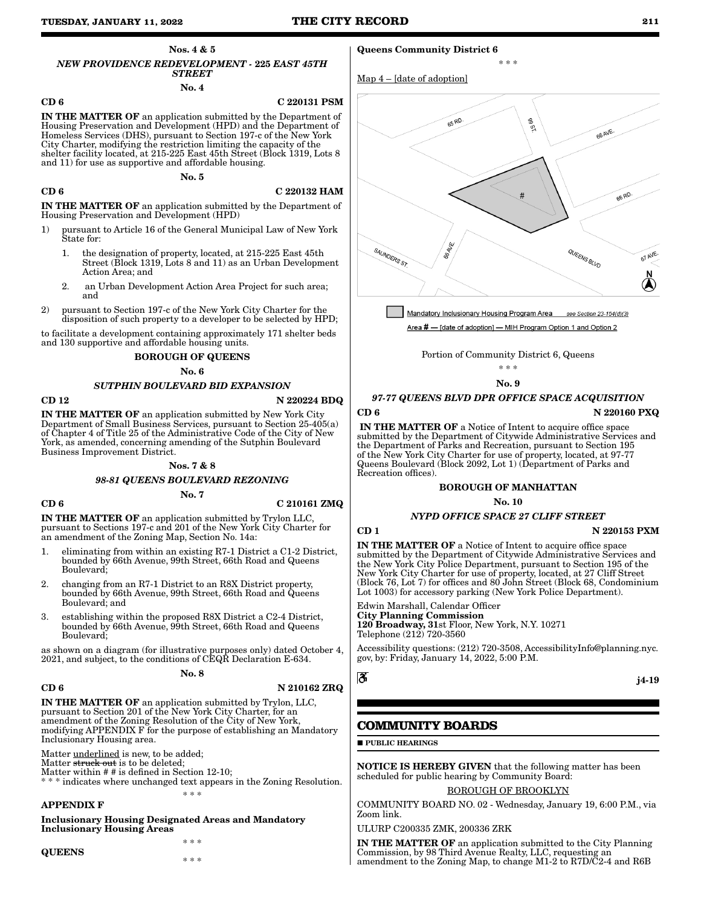Nos. 4 & 5

*NEW PROVIDENCE REDEVELOPMENT - 225 EAST 45TH STREET*

No. 4

CD 6 C 220131 PSM

**IN THE MATTER OF** an application submitted by the Department of Housing Preservation and Development (HPD) and the Department of Homeless Services (DHS), pursuant to Section 197-c of the New York City Charter, modifying the restriction limiting the capacity of the shelter facility located, at 215-225 East 45th Street (Block 1319, Lots 8 and 11) for use as supportive and affordable housing.

No. 5

CD 6 C 220132 HAM

**IN THE MATTER OF** an application submitted by the Department of Housing Preservation and Development (HPD)

1) pursuant to Article 16 of the General Municipal Law of New York State for:
   1. the designation of property, located, at 215-225 East 45th Street (Block 1319, Lots 8 and 11) as an Urban Development Action Area; and
   2. an Urban Development Action Area Project for such area; and
2) pursuant to Section 197-c of the New York City Charter for the disposition of such property to a developer to be selected by HPD;

to facilitate a development containing approximately 171 shelter beds and 130 supportive and affordable housing units.

BOROUGH OF QUEENS

No. 6

*SUTPHIN BOULEVARD BID EXPANSION*

CD 12 N 220224 BDQ

**IN THE MATTER OF** an application submitted by New York City Department of Small Business Services, pursuant to Section 25-405(a) of Chapter 4 of Title 25 of the Administrative Code of the City of New York, as amended, concerning amending of the Sutphin Boulevard Business Improvement District.

Nos. 7 & 8

*98-81 QUEENS BOULEVARD REZONING*

No. 7

CD 6 C 210161 ZMQ

**IN THE MATTER OF** an application submitted by Trylon LLC, pursuant to Sections 197-c and 201 of the New York City Charter for an amendment of the Zoning Map, Section No. 14a:

1. eliminating from within an existing R7-1 District a C1-2 District, bounded by 66th Avenue, 99th Street, 66th Road and Queens Boulevard;
2. changing from an R7-1 District to an R8X District property, bounded by 66th Avenue, 99th Street, 66th Road and Queens Boulevard; and
3. establishing within the proposed R8X District a C2-4 District, bounded by 66th Avenue, 99th Street, 66th Road and Queens Boulevard;

as shown on a diagram (for illustrative purposes only) dated October 4, 2021, and subject, to the conditions of CEQR Declaration E-634.

No. 8

CD 6 N 210162 ZRQ

**IN THE MATTER OF** an application submitted by Trylon, LLC, pursuant to Section 201 of the New York City Charter, for an amendment of the Zoning Resolution of the City of New York, modifying APPENDIX F for the purpose of establishing an Mandatory Inclusionary Housing area.

Matter <u>underlined</u> is new, to be added;
Matter ~~struck out~~ is to be deleted;
Matter within # # is defined in Section 12-10;
* * * indicates where unchanged text appears in the Zoning Resolution.

* * *

**APPENDIX F**

**Inclusionary Housing Designated Areas and Mandatory Inclusionary Housing Areas**

* * *

**QUEENS**

* * *

**Queens Community District 6**

* * *

<u>Map 4 – [date of adoption]</u>

Mandatory Inclusionary Housing Program Area see Section 23-154(d)(3)

Area # — [date of adoption] — MIH Program Option 1 and Option 2

Portion of Community District 6, Queens

* * *

No. 9

*97-77 QUEENS BLVD DPR OFFICE SPACE ACQUISITION*

CD 6 N 220160 PXQ

**IN THE MATTER OF** a Notice of Intent to acquire office space submitted by the Department of Citywide Administrative Services and the Department of Parks and Recreation, pursuant to Section 195 of the New York City Charter for use of property, located, at 97-77 Queens Boulevard (Block 2092, Lot 1) (Department of Parks and Recreation offices).

BOROUGH OF MANHATTAN

No. 10

*NYPD OFFICE SPACE 27 CLIFF STREET*

CD 1 N 220153 PXM

**IN THE MATTER OF** a Notice of Intent to acquire office space submitted by the Department of Citywide Administrative Services and the New York City Police Department, pursuant to Section 195 of the New York City Charter for use of property, located, at 27 Cliff Street (Block 76, Lot 7) for offices and 80 John Street (Block 68, Condominium Lot 1003) for accessory parking (New York Police Department).

Edwin Marshall, Calendar Officer
**City Planning Commission**
**120 Broadway, 31**st Floor, New York, N.Y. 10271
Telephone (212) 720-3560

Accessibility questions: (212) 720-3508, AccessibilityInfo@planning.nyc.gov, by: Friday, January 14, 2022, 5:00 P.M.

**j4-19**

## COMMUNITY BOARDS

■ **PUBLIC HEARINGS**

**NOTICE IS HEREBY GIVEN** that the following matter has been scheduled for public hearing by Community Board:

<u>BOROUGH OF BROOKLYN</u>

COMMUNITY BOARD NO. 02 - Wednesday, January 19, 6:00 P.M., via Zoom link.

ULURP C200335 ZMK, 200336 ZRK

**IN THE MATTER OF** an application submitted to the City Planning Commission, by 98 Third Avenue Realty, LLC, requesting an amendment to the Zoning Map, to change M1-2 to R7D/C2-4 and R6B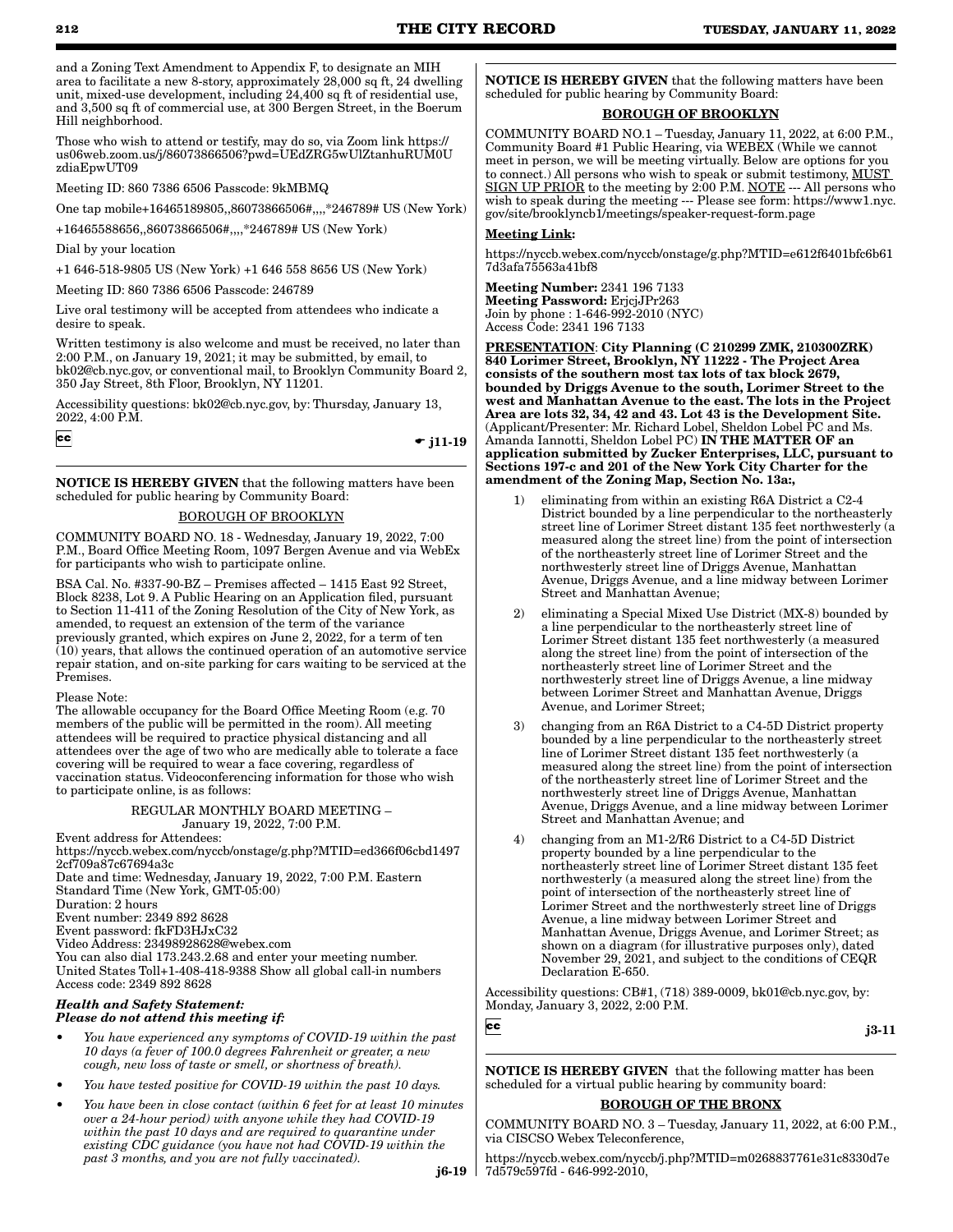and a Zoning Text Amendment to Appendix F, to designate an MIH area to facilitate a new 8-story, approximately 28,000 sq ft, 24 dwelling unit, mixed-use development, including 24,400 sq ft of residential use, and 3,500 sq ft of commercial use, at 300 Bergen Street, in the Boerum Hill neighborhood.

Those who wish to attend or testify, may do so, via Zoom link https://us06web.zoom.us/j/86073866506?pwd=UEdZRG5wUlZtanhuRUM0UzdiaEpwUT09

Meeting ID: 860 7386 6506 Passcode: 9kMBMQ

One tap mobile+16465189805,,86073866506#,,,,*246789# US (New York)

+16465588656,,86073866506#,,,,*246789# US (New York)

Dial by your location

+1 646-518-9805 US (New York) +1 646 558 8656 US (New York)

Meeting ID: 860 7386 6506 Passcode: 246789

Live oral testimony will be accepted from attendees who indicate a desire to speak.

Written testimony is also welcome and must be received, no later than 2:00 P.M., on January 19, 2021; it may be submitted, by email, to bk02@cb.nyc.gov, or conventional mail, to Brooklyn Community Board 2, 350 Jay Street, 8th Floor, Brooklyn, NY 11201.

Accessibility questions: bk02@cb.nyc.gov, by: Thursday, January 13, 2022, 4:00 P.M.

cc ☛ j11-19

---

**NOTICE IS HEREBY GIVEN** that the following matters have been scheduled for public hearing by Community Board:

BOROUGH OF BROOKLYN

COMMUNITY BOARD NO. 18 - Wednesday, January 19, 2022, 7:00 P.M., Board Office Meeting Room, 1097 Bergen Avenue and via WebEx for participants who wish to participate online.

BSA Cal. No. #337-90-BZ – Premises affected – 1415 East 92 Street, Block 8238, Lot 9. A Public Hearing on an Application filed, pursuant to Section 11-411 of the Zoning Resolution of the City of New York, as amended, to request an extension of the term of the variance previously granted, which expires on June 2, 2022, for a term of ten (10) years, that allows the continued operation of an automotive service repair station, and on-site parking for cars waiting to be serviced at the Premises.

Please Note:
The allowable occupancy for the Board Office Meeting Room (e.g. 70 members of the public will be permitted in the room). All meeting attendees will be required to practice physical distancing and all attendees over the age of two who are medically able to tolerate a face covering will be required to wear a face covering, regardless of vaccination status. Videoconferencing information for those who wish to participate online, is as follows:

REGULAR MONTHLY BOARD MEETING –
January 19, 2022, 7:00 P.M.

Event address for Attendees:
https://nyccb.webex.com/nyccb/onstage/g.php?MTID=ed366f06cbd14972cf709a87c67694a3c
Date and time: Wednesday, January 19, 2022, 7:00 P.M. Eastern Standard Time (New York, GMT-05:00)
Duration: 2 hours
Event number: 2349 892 8628
Event password: fkFD3HJxC32
Video Address: 23498928628@webex.com
You can also dial 173.243.2.68 and enter your meeting number.
United States Toll+1-408-418-9388 Show all global call-in numbers
Access code: 2349 892 8628

***Health and Safety Statement:***
***Please do not attend this meeting if:***

- *You have experienced any symptoms of COVID-19 within the past 10 days (a fever of 100.0 degrees Fahrenheit or greater, a new cough, new loss of taste or smell, or shortness of breath).*
- *You have tested positive for COVID-19 within the past 10 days.*
- *You have been in close contact (within 6 feet for at least 10 minutes over a 24-hour period) with anyone while they had COVID-19 within the past 10 days and are required to quarantine under existing CDC guidance (you have not had COVID-19 within the past 3 months, and you are not fully vaccinated).*

j6-19

---

**NOTICE IS HEREBY GIVEN** that the following matters have been scheduled for public hearing by Community Board:

**BOROUGH OF BROOKLYN**

COMMUNITY BOARD NO.1 – Tuesday, January 11, 2022, at 6:00 P.M., Community Board #1 Public Hearing, via WEBEX (While we cannot meet in person, we will be meeting virtually. Below are options for you to connect.) All persons who wish to speak or submit testimony, MUST SIGN UP PRIOR to the meeting by 2:00 P.M. NOTE --- All persons who wish to speak during the meeting --- Please see form: https://www1.nyc.gov/site/brooklyncb1/meetings/speaker-request-form.page

**Meeting Link:**

https://nyccb.webex.com/nyccb/onstage/g.php?MTID=e612f6401bfc6b617d3afa75563a41bf8

**Meeting Number:** 2341 196 7133
**Meeting Password:** ErjcjJPr263
Join by phone : 1-646-992-2010 (NYC)
Access Code: 2341 196 7133

**PRESENTATION**: **City Planning (C 210299 ZMK, 210300ZRK) 840 Lorimer Street, Brooklyn, NY 11222 - The Project Area consists of the southern most tax lots of tax block 2679, bounded by Driggs Avenue to the south, Lorimer Street to the west and Manhattan Avenue to the east. The lots in the Project Area are lots 32, 34, 42 and 43. Lot 43 is the Development Site.** (Applicant/Presenter: Mr. Richard Lobel, Sheldon Lobel PC and Ms. Amanda Iannotti, Sheldon Lobel PC) **IN THE MATTER OF an application submitted by Zucker Enterprises, LLC, pursuant to Sections 197-c and 201 of the New York City Charter for the amendment of the Zoning Map, Section No. 13a:,**

1) eliminating from within an existing R6A District a C2-4 District bounded by a line perpendicular to the northeasterly street line of Lorimer Street distant 135 feet northwesterly (a measured along the street line) from the point of intersection of the northeasterly street line of Lorimer Street and the northwesterly street line of Driggs Avenue, Manhattan Avenue, Driggs Avenue, and a line midway between Lorimer Street and Manhattan Avenue;

2) eliminating a Special Mixed Use District (MX-8) bounded by a line perpendicular to the northeasterly street line of Lorimer Street distant 135 feet northwesterly (a measured along the street line) from the point of intersection of the northeasterly street line of Lorimer Street and the northwesterly street line of Driggs Avenue, a line midway between Lorimer Street and Manhattan Avenue, Driggs Avenue, and Lorimer Street;

3) changing from an R6A District to a C4-5D District property bounded by a line perpendicular to the northeasterly street line of Lorimer Street distant 135 feet northwesterly (a measured along the street line) from the point of intersection of the northeasterly street line of Lorimer Street and the northwesterly street line of Driggs Avenue, Manhattan Avenue, Driggs Avenue, and a line midway between Lorimer Street and Manhattan Avenue; and

4) changing from an M1-2/R6 District to a C4-5D District property bounded by a line perpendicular to the northeasterly street line of Lorimer Street distant 135 feet northwesterly (a measured along the street line) from the point of intersection of the northeasterly street line of Lorimer Street and the northwesterly street line of Driggs Avenue, a line midway between Lorimer Street and Manhattan Avenue, Driggs Avenue, and Lorimer Street; as shown on a diagram (for illustrative purposes only), dated November 29, 2021, and subject to the conditions of CEQR Declaration E-650.

Accessibility questions: CB#1, (718) 389-0009, bk01@cb.nyc.gov, by: Monday, January 3, 2022, 2:00 P.M.

cc j3-11

---

**NOTICE IS HEREBY GIVEN** that the following matter has been scheduled for a virtual public hearing by community board:

**BOROUGH OF THE BRONX**

COMMUNITY BOARD NO. 3 – Tuesday, January 11, 2022, at 6:00 P.M., via CISCSO Webex Teleconference,

https://nyccb.webex.com/nyccb/j.php?MTID=m0268837761e31c8330d7e7d579c597fd - 646-992-2010,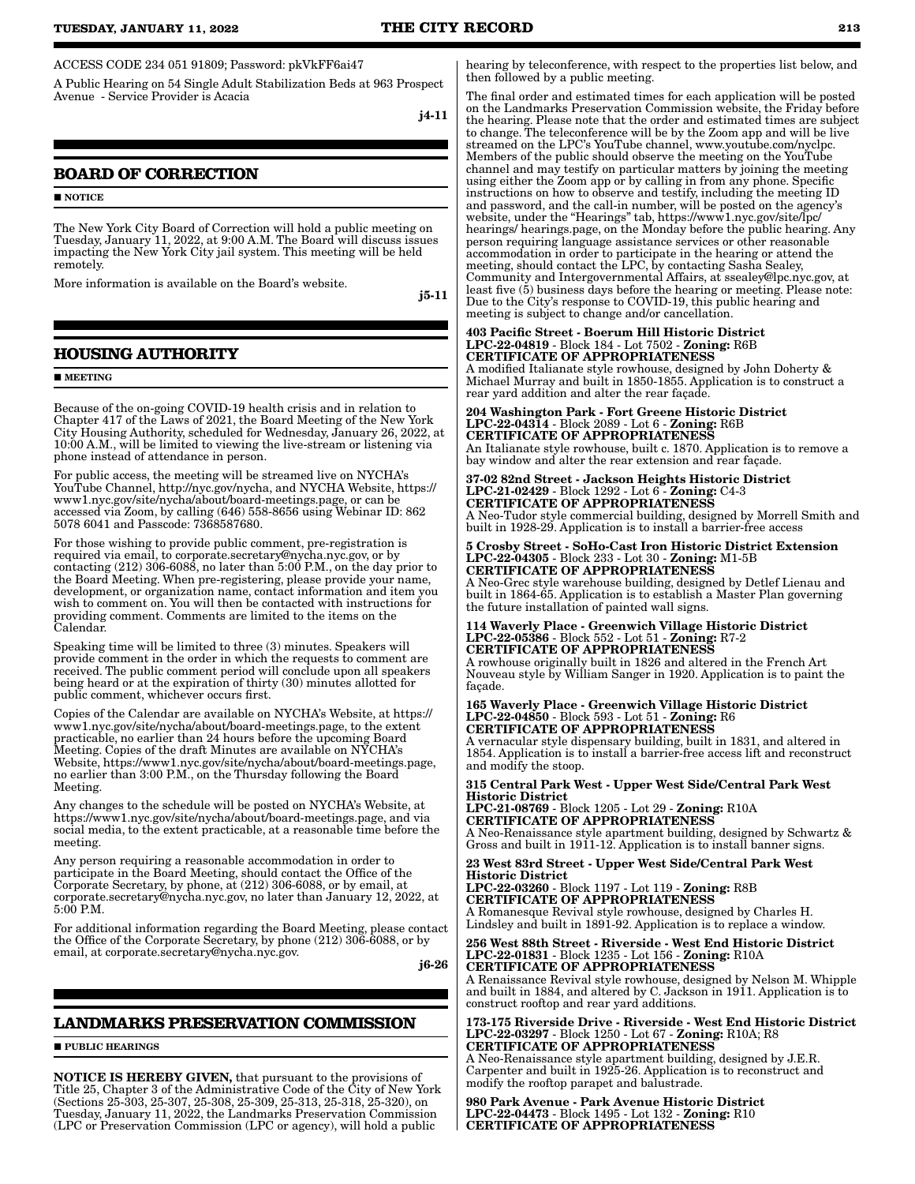ACCESS CODE 234 051 91809; Password: pkVkFF6ai47

A Public Hearing on 54 Single Adult Stabilization Beds at 963 Prospect Avenue - Service Provider is Acacia

**j4-11**

## BOARD OF CORRECTION

■ **NOTICE**

The New York City Board of Correction will hold a public meeting on Tuesday, January 11, 2022, at 9:00 A.M. The Board will discuss issues impacting the New York City jail system. This meeting will be held remotely.

More information is available on the Board's website.

**j5-11**

## HOUSING AUTHORITY

■ **MEETING**

Because of the on-going COVID-19 health crisis and in relation to Chapter 417 of the Laws of 2021, the Board Meeting of the New York City Housing Authority, scheduled for Wednesday, January 26, 2022, at 10:00 A.M., will be limited to viewing the live-stream or listening via phone instead of attendance in person.

For public access, the meeting will be streamed live on NYCHA's YouTube Channel, http://nyc.gov/nycha, and NYCHA Website, https://www1.nyc.gov/site/nycha/about/board-meetings.page, or can be accessed via Zoom, by calling (646) 558-8656 using Webinar ID: 862 5078 6041 and Passcode: 7368587680.

For those wishing to provide public comment, pre-registration is required via email, to corporate.secretary@nycha.nyc.gov, or by contacting (212) 306-6088, no later than 5:00 P.M., on the day prior to the Board Meeting. When pre-registering, please provide your name, development, or organization name, contact information and item you wish to comment on. You will then be contacted with instructions for providing comment. Comments are limited to the items on the Calendar.

Speaking time will be limited to three (3) minutes. Speakers will provide comment in the order in which the requests to comment are received. The public comment period will conclude upon all speakers being heard or at the expiration of thirty (30) minutes allotted for public comment, whichever occurs first.

Copies of the Calendar are available on NYCHA's Website, at https://www1.nyc.gov/site/nycha/about/board-meetings.page, to the extent practicable, no earlier than 24 hours before the upcoming Board Meeting. Copies of the draft Minutes are available on NYCHA's Website, https://www1.nyc.gov/site/nycha/about/board-meetings.page, no earlier than 3:00 P.M., on the Thursday following the Board Meeting.

Any changes to the schedule will be posted on NYCHA's Website, at https://www1.nyc.gov/site/nycha/about/board-meetings.page, and via social media, to the extent practicable, at a reasonable time before the meeting.

Any person requiring a reasonable accommodation in order to participate in the Board Meeting, should contact the Office of the Corporate Secretary, by phone, at (212) 306-6088, or by email, at corporate.secretary@nycha.nyc.gov, no later than January 12, 2022, at 5:00 P.M.

For additional information regarding the Board Meeting, please contact the Office of the Corporate Secretary, by phone (212) 306-6088, or by email, at corporate.secretary@nycha.nyc.gov.

**j6-26**

## LANDMARKS PRESERVATION COMMISSION

■ **PUBLIC HEARINGS**

**NOTICE IS HEREBY GIVEN,** that pursuant to the provisions of Title 25, Chapter 3 of the Administrative Code of the City of New York (Sections 25-303, 25-307, 25-308, 25-309, 25-313, 25-318, 25-320), on Tuesday, January 11, 2022, the Landmarks Preservation Commission (LPC or Preservation Commission (LPC or agency), will hold a public hearing by teleconference, with respect to the properties list below, and then followed by a public meeting.

The final order and estimated times for each application will be posted on the Landmarks Preservation Commission website, the Friday before the hearing. Please note that the order and estimated times are subject to change. The teleconference will be by the Zoom app and will be live streamed on the LPC's YouTube channel, www.youtube.com/nyclpc. Members of the public should observe the meeting on the YouTube channel and may testify on particular matters by joining the meeting using either the Zoom app or by calling in from any phone. Specific instructions on how to observe and testify, including the meeting ID and password, and the call-in number, will be posted on the agency's website, under the "Hearings" tab, https://www1.nyc.gov/site/lpc/hearings/ hearings.page, on the Monday before the public hearing. Any person requiring language assistance services or other reasonable accommodation in order to participate in the hearing or attend the meeting, should contact the LPC, by contacting Sasha Sealey, Community and Intergovernmental Affairs, at ssealey@lpc.nyc.gov, at least five (5) business days before the hearing or meeting. Please note: Due to the City's response to COVID-19, this public hearing and meeting is subject to change and/or cancellation.

**403 Pacific Street - Boerum Hill Historic District**
**LPC-22-04819** - Block 184 - Lot 7502 - **Zoning:** R6B
**CERTIFICATE OF APPROPRIATENESS**
A modified Italianate style rowhouse, designed by John Doherty & Michael Murray and built in 1850-1855. Application is to construct a rear yard addition and alter the rear façade.

**204 Washington Park - Fort Greene Historic District**
**LPC-22-04314** - Block 2089 - Lot 6 - **Zoning:** R6B
**CERTIFICATE OF APPROPRIATENESS**
An Italianate style rowhouse, built c. 1870. Application is to remove a bay window and alter the rear extension and rear façade.

**37-02 82nd Street - Jackson Heights Historic District**
**LPC-21-02429** - Block 1292 - Lot 6 - **Zoning:** C4-3
**CERTIFICATE OF APPROPRIATENESS**
A Neo-Tudor style commercial building, designed by Morrell Smith and built in 1928-29. Application is to install a barrier-free access

**5 Crosby Street - SoHo-Cast Iron Historic District Extension**
**LPC-22-04305** - Block 233 - Lot 30 - **Zoning:** M1-5B
**CERTIFICATE OF APPROPRIATENESS**
A Neo-Grec style warehouse building, designed by Detlef Lienau and built in 1864-65. Application is to establish a Master Plan governing the future installation of painted wall signs.

**114 Waverly Place - Greenwich Village Historic District**
**LPC-22-05386** - Block 552 - Lot 51 - **Zoning:** R7-2
**CERTIFICATE OF APPROPRIATENESS**
A rowhouse originally built in 1826 and altered in the French Art Nouveau style by William Sanger in 1920. Application is to paint the façade.

**165 Waverly Place - Greenwich Village Historic District**
**LPC-22-04850** - Block 593 - Lot 51 - **Zoning:** R6
**CERTIFICATE OF APPROPRIATENESS**
A vernacular style dispensary building, built in 1831, and altered in 1854. Application is to install a barrier-free access lift and reconstruct and modify the stoop.

**315 Central Park West - Upper West Side/Central Park West Historic District**
**LPC-21-08769** - Block 1205 - Lot 29 - **Zoning:** R10A
**CERTIFICATE OF APPROPRIATENESS**
A Neo-Renaissance style apartment building, designed by Schwartz & Gross and built in 1911-12. Application is to install banner signs.

**23 West 83rd Street - Upper West Side/Central Park West Historic District**
**LPC-22-03260** - Block 1197 - Lot 119 - **Zoning:** R8B
**CERTIFICATE OF APPROPRIATENESS**
A Romanesque Revival style rowhouse, designed by Charles H. Lindsley and built in 1891-92. Application is to replace a window.

**256 West 88th Street - Riverside - West End Historic District**
**LPC-22-01831** - Block 1235 - Lot 156 - **Zoning:** R10A
**CERTIFICATE OF APPROPRIATENESS**
A Renaissance Revival style rowhouse, designed by Nelson M. Whipple and built in 1884, and altered by C. Jackson in 1911. Application is to construct rooftop and rear yard additions.

**173-175 Riverside Drive - Riverside - West End Historic District**
**LPC-22-03297** - Block 1250 - Lot 67 - **Zoning:** R10A; R8
**CERTIFICATE OF APPROPRIATENESS**
A Neo-Renaissance style apartment building, designed by J.E.R. Carpenter and built in 1925-26. Application is to reconstruct and modify the rooftop parapet and balustrade.

**980 Park Avenue - Park Avenue Historic District**
**LPC-22-04473** - Block 1495 - Lot 132 - **Zoning:** R10
**CERTIFICATE OF APPROPRIATENESS**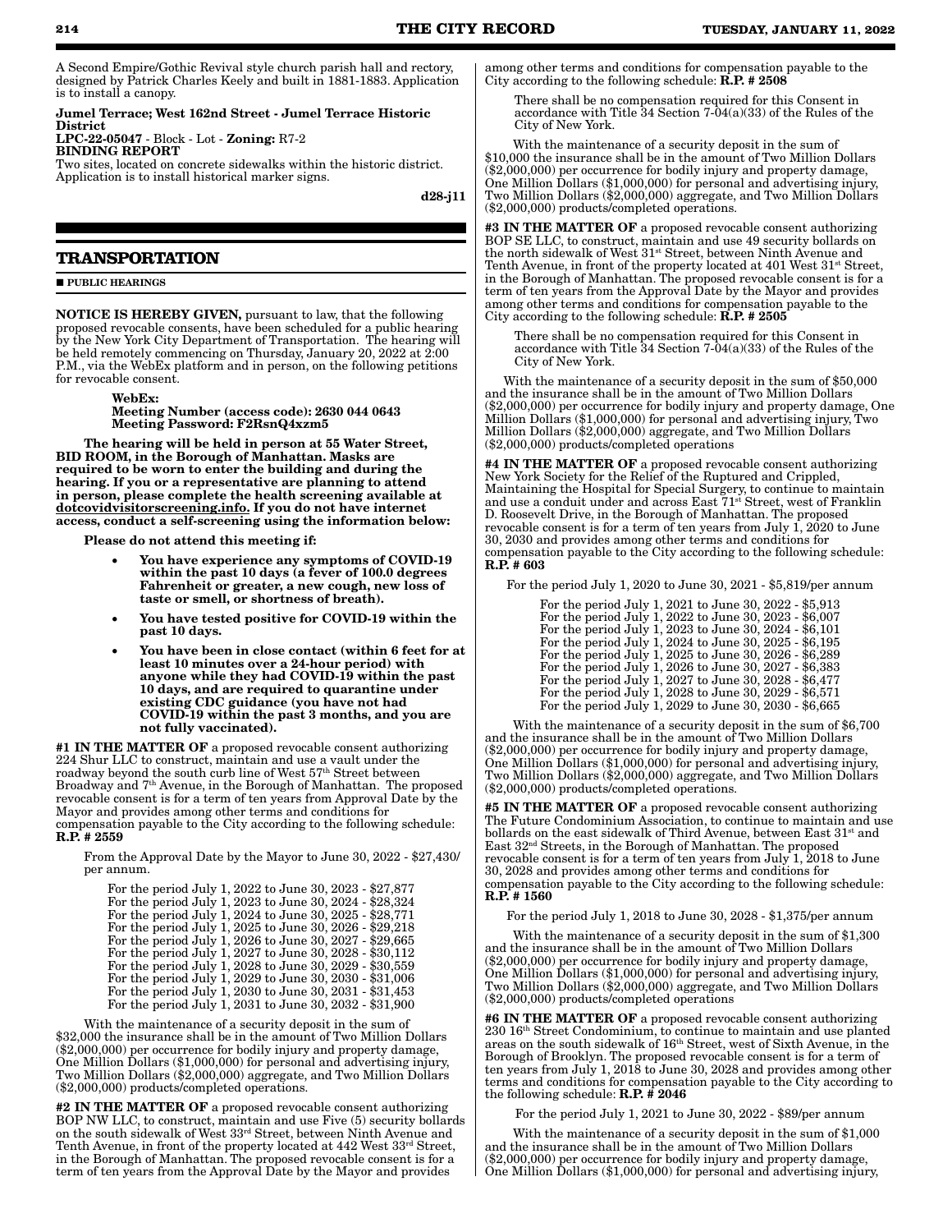A Second Empire/Gothic Revival style church parish hall and rectory, designed by Patrick Charles Keely and built in 1881-1883. Application is to install a canopy.

**Jumel Terrace; West 162nd Street - Jumel Terrace Historic District**
**LPC-22-05047** - Block - Lot - **Zoning:** R7-2
**BINDING REPORT**
Two sites, located on concrete sidewalks within the historic district. Application is to install historical marker signs.

**d28-j11**

## TRANSPORTATION

**PUBLIC HEARINGS**

**NOTICE IS HEREBY GIVEN,** pursuant to law, that the following proposed revocable consents, have been scheduled for a public hearing by the New York City Department of Transportation. The hearing will be held remotely commencing on Thursday, January 20, 2022 at 2:00 P.M., via the WebEx platform and in person, on the following petitions for revocable consent.

**WebEx:**
**Meeting Number (access code): 2630 044 0643**
**Meeting Password: F2RsnQ4xzm5**

**The hearing will be held in person at 55 Water Street, BID ROOM, in the Borough of Manhattan. Masks are required to be worn to enter the building and during the hearing. If you or a representative are planning to attend in person, please complete the health screening available at dotcovidvisitorscreening.info. If you do not have internet access, conduct a self-screening using the information below:**

**Please do not attend this meeting if:**

- **You have experience any symptoms of COVID-19 within the past 10 days (a fever of 100.0 degrees Fahrenheit or greater, a new cough, new loss of taste or smell, or shortness of breath).**
- **You have tested positive for COVID-19 within the past 10 days.**
- **You have been in close contact (within 6 feet for at least 10 minutes over a 24-hour period) with anyone while they had COVID-19 within the past 10 days, and are required to quarantine under existing CDC guidance (you have not had COVID-19 within the past 3 months, and you are not fully vaccinated).**

**#1 IN THE MATTER OF** a proposed revocable consent authorizing 224 Shur LLC to construct, maintain and use a vault under the roadway beyond the south curb line of West 57th Street between Broadway and 7th Avenue, in the Borough of Manhattan. The proposed revocable consent is for a term of ten years from Approval Date by the Mayor and provides among other terms and conditions for compensation payable to the City according to the following schedule: **R.P. # 2559**

From the Approval Date by the Mayor to June 30, 2022 - $27,430/ per annum.

For the period July 1, 2022 to June 30, 2023 - $27,877
For the period July 1, 2023 to June 30, 2024 - $28,324
For the period July 1, 2024 to June 30, 2025 - $28,771
For the period July 1, 2025 to June 30, 2026 - $29,218
For the period July 1, 2026 to June 30, 2027 - $29,665
For the period July 1, 2027 to June 30, 2028 - $30,112
For the period July 1, 2028 to June 30, 2029 - $30,559
For the period July 1, 2029 to June 30, 2030 - $31,006
For the period July 1, 2030 to June 30, 2031 - $31,453
For the period July 1, 2031 to June 30, 2032 - $31,900

With the maintenance of a security deposit in the sum of $32,000 the insurance shall be in the amount of Two Million Dollars ($2,000,000) per occurrence for bodily injury and property damage, One Million Dollars ($1,000,000) for personal and advertising injury, Two Million Dollars ($2,000,000) aggregate, and Two Million Dollars ($2,000,000) products/completed operations.

**#2 IN THE MATTER OF** a proposed revocable consent authorizing BOP NW LLC, to construct, maintain and use Five (5) security bollards on the south sidewalk of West 33rd Street, between Ninth Avenue and Tenth Avenue, in front of the property located at 442 West 33rd Street, in the Borough of Manhattan. The proposed revocable consent is for a term of ten years from the Approval Date by the Mayor and provides among other terms and conditions for compensation payable to the City according to the following schedule: **R.P. # 2508**

There shall be no compensation required for this Consent in accordance with Title 34 Section 7-04(a)(33) of the Rules of the City of New York.

With the maintenance of a security deposit in the sum of $10,000 the insurance shall be in the amount of Two Million Dollars ($2,000,000) per occurrence for bodily injury and property damage, One Million Dollars ($1,000,000) for personal and advertising injury, Two Million Dollars ($2,000,000) aggregate, and Two Million Dollars ($2,000,000) products/completed operations.

**#3 IN THE MATTER OF** a proposed revocable consent authorizing BOP SE LLC, to construct, maintain and use 49 security bollards on the north sidewalk of West 31st Street, between Ninth Avenue and Tenth Avenue, in front of the property located at 401 West 31st Street, in the Borough of Manhattan. The proposed revocable consent is for a term of ten years from the Approval Date by the Mayor and provides among other terms and conditions for compensation payable to the City according to the following schedule: **R.P. # 2505**

There shall be no compensation required for this Consent in accordance with Title 34 Section 7-04(a)(33) of the Rules of the City of New York.

With the maintenance of a security deposit in the sum of $50,000 and the insurance shall be in the amount of Two Million Dollars ($2,000,000) per occurrence for bodily injury and property damage, One Million Dollars ($1,000,000) for personal and advertising injury, Two Million Dollars ($2,000,000) aggregate, and Two Million Dollars ($2,000,000) products/completed operations

**#4 IN THE MATTER OF** a proposed revocable consent authorizing New York Society for the Relief of the Ruptured and Crippled, Maintaining the Hospital for Special Surgery, to continue to maintain and use a conduit under and across East 71st Street, west of Franklin D. Roosevelt Drive, in the Borough of Manhattan. The proposed revocable consent is for a term of ten years from July 1, 2020 to June 30, 2030 and provides among other terms and conditions for compensation payable to the City according to the following schedule: **R.P. # 603**

For the period July 1, 2020 to June 30, 2021 - $5,819/per annum

For the period July 1, 2021 to June 30, 2022 - $5,913
For the period July 1, 2022 to June 30, 2023 - $6,007
For the period July 1, 2023 to June 30, 2024 - $6,101
For the period July 1, 2024 to June 30, 2025 - $6,195
For the period July 1, 2025 to June 30, 2026 - $6,289
For the period July 1, 2026 to June 30, 2027 - $6,383
For the period July 1, 2027 to June 30, 2028 - $6,477
For the period July 1, 2028 to June 30, 2029 - $6,571
For the period July 1, 2029 to June 30, 2030 - $6,665

With the maintenance of a security deposit in the sum of $6,700 and the insurance shall be in the amount of Two Million Dollars ($2,000,000) per occurrence for bodily injury and property damage, One Million Dollars ($1,000,000) for personal and advertising injury, Two Million Dollars ($2,000,000) aggregate, and Two Million Dollars ($2,000,000) products/completed operations.

**#5 IN THE MATTER OF** a proposed revocable consent authorizing The Future Condominium Association, to continue to maintain and use bollards on the east sidewalk of Third Avenue, between East 31st and East 32nd Streets, in the Borough of Manhattan. The proposed revocable consent is for a term of ten years from July 1, 2018 to June 30, 2028 and provides among other terms and conditions for compensation payable to the City according to the following schedule: **R.P. # 1560**

For the period July 1, 2018 to June 30, 2028 - $1,375/per annum

With the maintenance of a security deposit in the sum of $1,300 and the insurance shall be in the amount of Two Million Dollars ($2,000,000) per occurrence for bodily injury and property damage, One Million Dollars ($1,000,000) for personal and advertising injury, Two Million Dollars ($2,000,000) aggregate, and Two Million Dollars ($2,000,000) products/completed operations

**#6 IN THE MATTER OF** a proposed revocable consent authorizing 230 16th Street Condominium, to continue to maintain and use planted areas on the south sidewalk of 16th Street, west of Sixth Avenue, in the Borough of Brooklyn. The proposed revocable consent is for a term of ten years from July 1, 2018 to June 30, 2028 and provides among other terms and conditions for compensation payable to the City according to the following schedule: **R.P. # 2046**

For the period July 1, 2021 to June 30, 2022 - $89/per annum

With the maintenance of a security deposit in the sum of $1,000 and the insurance shall be in the amount of Two Million Dollars ($2,000,000) per occurrence for bodily injury and property damage, One Million Dollars ($1,000,000) for personal and advertising injury,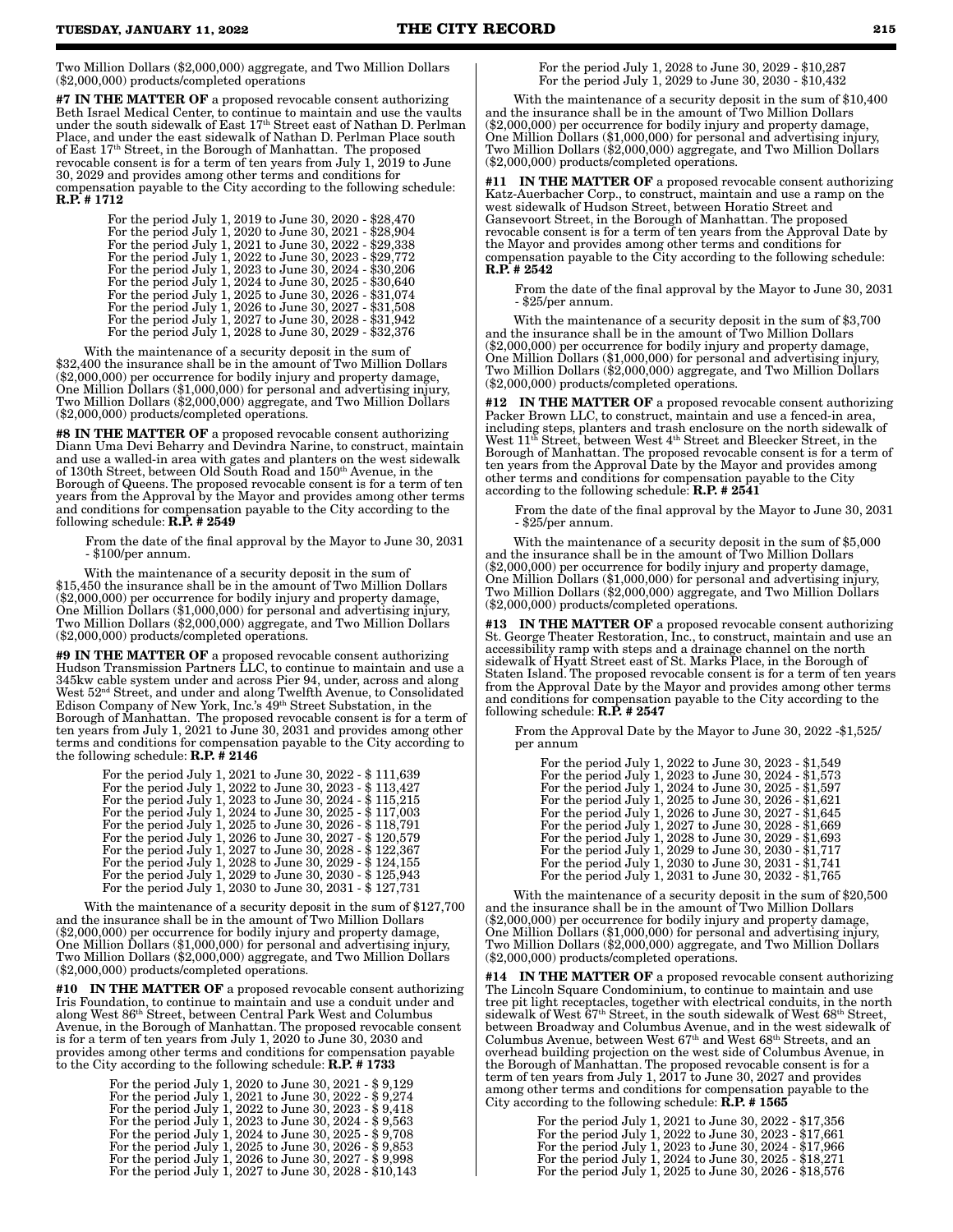Two Million Dollars ($2,000,000) aggregate, and Two Million Dollars ($2,000,000) products/completed operations

**#7 IN THE MATTER OF** a proposed revocable consent authorizing Beth Israel Medical Center, to continue to maintain and use the vaults under the south sidewalk of East 17th Street east of Nathan D. Perlman Place, and under the east sidewalk of Nathan D. Perlman Place south of East 17th Street, in the Borough of Manhattan. The proposed revocable consent is for a term of ten years from July 1, 2019 to June 30, 2029 and provides among other terms and conditions for compensation payable to the City according to the following schedule: **R.P. # 1712**

For the period July 1, 2019 to June 30, 2020 - $28,470
For the period July 1, 2020 to June 30, 2021 - $28,904
For the period July 1, 2021 to June 30, 2022 - $29,338
For the period July 1, 2022 to June 30, 2023 - $29,772
For the period July 1, 2023 to June 30, 2024 - $30,206
For the period July 1, 2024 to June 30, 2025 - $30,640
For the period July 1, 2025 to June 30, 2026 - $31,074
For the period July 1, 2026 to June 30, 2027 - $31,508
For the period July 1, 2027 to June 30, 2028 - $31,942
For the period July 1, 2028 to June 30, 2029 - $32,376

With the maintenance of a security deposit in the sum of $32,400 the insurance shall be in the amount of Two Million Dollars ($2,000,000) per occurrence for bodily injury and property damage, One Million Dollars ($1,000,000) for personal and advertising injury, Two Million Dollars ($2,000,000) aggregate, and Two Million Dollars ($2,000,000) products/completed operations.

**#8 IN THE MATTER OF** a proposed revocable consent authorizing Diann Uma Devi Beharry and Devindra Narine, to construct, maintain and use a walled-in area with gates and planters on the west sidewalk of 130th Street, between Old South Road and 150th Avenue, in the Borough of Queens. The proposed revocable consent is for a term of ten years from the Approval by the Mayor and provides among other terms and conditions for compensation payable to the City according to the following schedule: **R.P. # 2549**

From the date of the final approval by the Mayor to June 30, 2031 - $100/per annum.

With the maintenance of a security deposit in the sum of $15,450 the insurance shall be in the amount of Two Million Dollars ($2,000,000) per occurrence for bodily injury and property damage, One Million Dollars ($1,000,000) for personal and advertising injury, Two Million Dollars ($2,000,000) aggregate, and Two Million Dollars ($2,000,000) products/completed operations.

**#9 IN THE MATTER OF** a proposed revocable consent authorizing Hudson Transmission Partners LLC, to continue to maintain and use a 345kw cable system under and across Pier 94, under, across and along West 52nd Street, and under and along Twelfth Avenue, to Consolidated Edison Company of New York, Inc.'s 49th Street Substation, in the Borough of Manhattan. The proposed revocable consent is for a term of ten years from July 1, 2021 to June 30, 2031 and provides among other terms and conditions for compensation payable to the City according to the following schedule: **R.P. # 2146**

For the period July 1, 2021 to June 30, 2022 - $ 111,639
For the period July 1, 2022 to June 30, 2023 - $ 113,427
For the period July 1, 2023 to June 30, 2024 - $ 115,215
For the period July 1, 2024 to June 30, 2025 - $ 117,003
For the period July 1, 2025 to June 30, 2026 - $ 118,791
For the period July 1, 2026 to June 30, 2027 - $ 120,579
For the period July 1, 2027 to June 30, 2028 - $ 122,367
For the period July 1, 2028 to June 30, 2029 - $ 124,155
For the period July 1, 2029 to June 30, 2030 - $ 125,943
For the period July 1, 2030 to June 30, 2031 - $ 127,731

With the maintenance of a security deposit in the sum of $127,700 and the insurance shall be in the amount of Two Million Dollars ($2,000,000) per occurrence for bodily injury and property damage, One Million Dollars ($1,000,000) for personal and advertising injury, Two Million Dollars ($2,000,000) aggregate, and Two Million Dollars ($2,000,000) products/completed operations.

**#10 IN THE MATTER OF** a proposed revocable consent authorizing Iris Foundation, to continue to maintain and use a conduit under and along West 86th Street, between Central Park West and Columbus Avenue, in the Borough of Manhattan. The proposed revocable consent is for a term of ten years from July 1, 2020 to June 30, 2030 and provides among other terms and conditions for compensation payable to the City according to the following schedule: **R.P. # 1733**

For the period July 1, 2020 to June 30, 2021 - $ 9,129
For the period July 1, 2021 to June 30, 2022 - $ 9,274
For the period July 1, 2022 to June 30, 2023 - $ 9,418
For the period July 1, 2023 to June 30, 2024 - $ 9,563
For the period July 1, 2024 to June 30, 2025 - $ 9,708
For the period July 1, 2025 to June 30, 2026 - $ 9,853
For the period July 1, 2026 to June 30, 2027 - $ 9,998
For the period July 1, 2027 to June 30, 2028 - $10,143
For the period July 1, 2028 to June 30, 2029 - $10,287
For the period July 1, 2029 to June 30, 2030 - $10,432

With the maintenance of a security deposit in the sum of $10,400 and the insurance shall be in the amount of Two Million Dollars ($2,000,000) per occurrence for bodily injury and property damage, One Million Dollars ($1,000,000) for personal and advertising injury, Two Million Dollars ($2,000,000) aggregate, and Two Million Dollars ($2,000,000) products/completed operations.

**#11 IN THE MATTER OF** a proposed revocable consent authorizing Katz-Auerbacher Corp., to construct, maintain and use a ramp on the west sidewalk of Hudson Street, between Horatio Street and Gansevoort Street, in the Borough of Manhattan. The proposed revocable consent is for a term of ten years from the Approval Date by the Mayor and provides among other terms and conditions for compensation payable to the City according to the following schedule: **R.P. # 2542**

From the date of the final approval by the Mayor to June 30, 2031 - $25/per annum.

With the maintenance of a security deposit in the sum of $3,700 and the insurance shall be in the amount of Two Million Dollars ($2,000,000) per occurrence for bodily injury and property damage, One Million Dollars ($1,000,000) for personal and advertising injury, Two Million Dollars ($2,000,000) aggregate, and Two Million Dollars ($2,000,000) products/completed operations.

**#12 IN THE MATTER OF** a proposed revocable consent authorizing Packer Brown LLC, to construct, maintain and use a fenced-in area, including steps, planters and trash enclosure on the north sidewalk of West 11th Street, between West 4th Street and Bleecker Street, in the Borough of Manhattan. The proposed revocable consent is for a term of ten years from the Approval Date by the Mayor and provides among other terms and conditions for compensation payable to the City according to the following schedule: **R.P. # 2541**

From the date of the final approval by the Mayor to June 30, 2031 - $25/per annum.

With the maintenance of a security deposit in the sum of $5,000 and the insurance shall be in the amount of Two Million Dollars ($2,000,000) per occurrence for bodily injury and property damage, One Million Dollars ($1,000,000) for personal and advertising injury, Two Million Dollars ($2,000,000) aggregate, and Two Million Dollars ($2,000,000) products/completed operations.

**#13 IN THE MATTER OF** a proposed revocable consent authorizing St. George Theater Restoration, Inc., to construct, maintain and use an accessibility ramp with steps and a drainage channel on the north sidewalk of Hyatt Street east of St. Marks Place, in the Borough of Staten Island. The proposed revocable consent is for a term of ten years from the Approval Date by the Mayor and provides among other terms and conditions for compensation payable to the City according to the following schedule: **R.P. # 2547**

From the Approval Date by the Mayor to June 30, 2022 -$1,525/ per annum

For the period July 1, 2022 to June 30, 2023 - $1,549
For the period July 1, 2023 to June 30, 2024 - $1,573
For the period July 1, 2024 to June 30, 2025 - $1,597
For the period July 1, 2025 to June 30, 2026 - $1,621
For the period July 1, 2026 to June 30, 2027 - $1,645
For the period July 1, 2027 to June 30, 2028 - $1,669
For the period July 1, 2028 to June 30, 2029 - $1,693
For the period July 1, 2029 to June 30, 2030 - $1,717
For the period July 1, 2030 to June 30, 2031 - $1,741
For the period July 1, 2031 to June 30, 2032 - $1,765

With the maintenance of a security deposit in the sum of $20,500 and the insurance shall be in the amount of Two Million Dollars ($2,000,000) per occurrence for bodily injury and property damage, One Million Dollars ($1,000,000) for personal and advertising injury, Two Million Dollars ($2,000,000) aggregate, and Two Million Dollars ($2,000,000) products/completed operations.

**#14 IN THE MATTER OF** a proposed revocable consent authorizing The Lincoln Square Condominium, to continue to maintain and use tree pit light receptacles, together with electrical conduits, in the north sidewalk of West 67th Street, in the south sidewalk of West 68th Street, between Broadway and Columbus Avenue, and in the west sidewalk of Columbus Avenue, between West 67th and West 68th Streets, and an overhead building projection on the west side of Columbus Avenue, in the Borough of Manhattan. The proposed revocable consent is for a term of ten years from July 1, 2017 to June 30, 2027 and provides among other terms and conditions for compensation payable to the City according to the following schedule: **R.P. # 1565**

For the period July 1, 2021 to June 30, 2022 - $17,356
For the period July 1, 2022 to June 30, 2023 - $17,661
For the period July 1, 2023 to June 30, 2024 - $17,966
For the period July 1, 2024 to June 30, 2025 - $18,271
For the period July 1, 2025 to June 30, 2026 - $18,576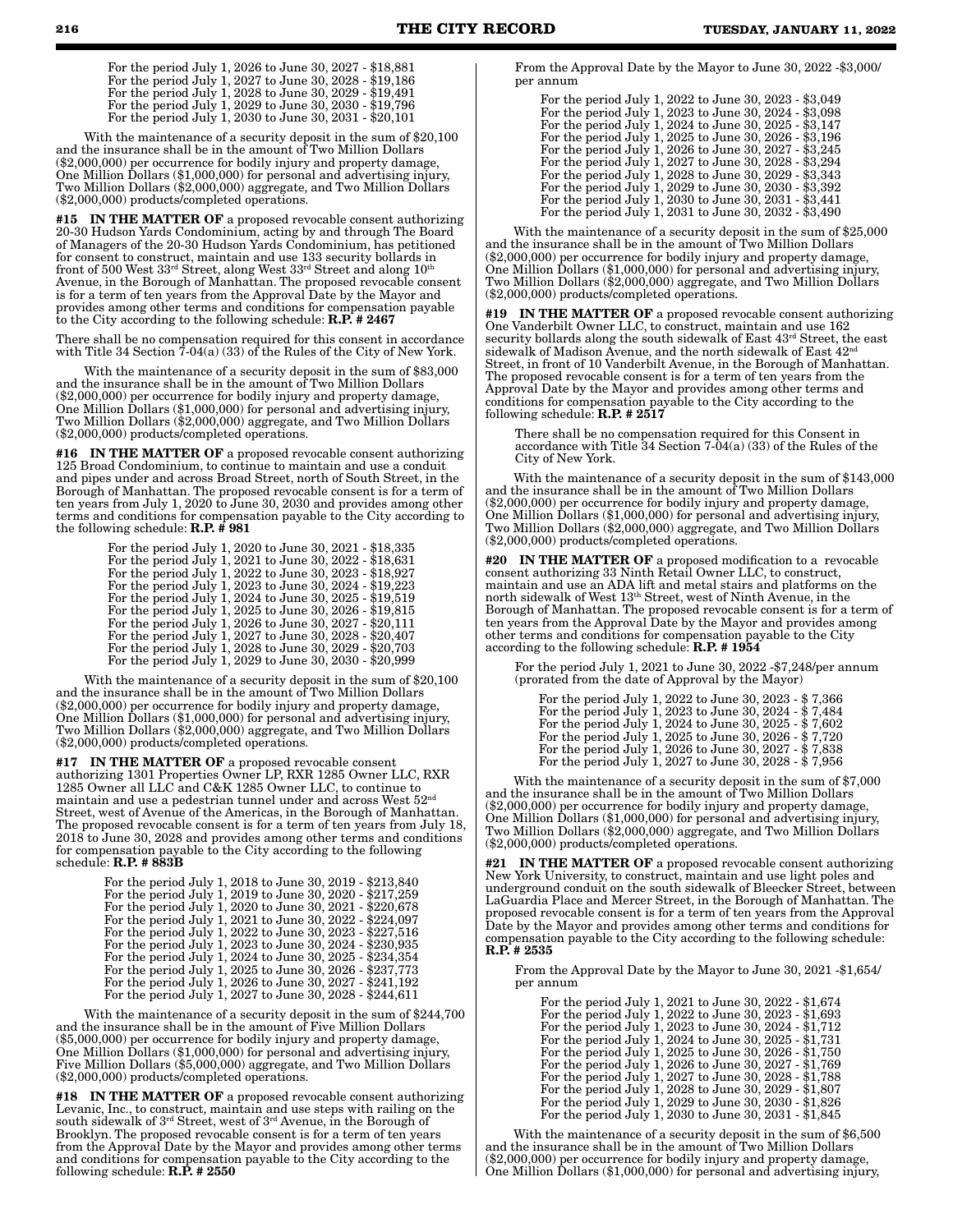For the period July 1, 2026 to June 30, 2027 - $18,881
For the period July 1, 2027 to June 30, 2028 - $19,186
For the period July 1, 2028 to June 30, 2029 - $19,491
For the period July 1, 2029 to June 30, 2030 - $19,796
For the period July 1, 2030 to June 30, 2031 - $20,101

With the maintenance of a security deposit in the sum of $20,100 and the insurance shall be in the amount of Two Million Dollars ($2,000,000) per occurrence for bodily injury and property damage, One Million Dollars ($1,000,000) for personal and advertising injury, Two Million Dollars ($2,000,000) aggregate, and Two Million Dollars ($2,000,000) products/completed operations.

**#15 IN THE MATTER OF** a proposed revocable consent authorizing 20-30 Hudson Yards Condominium, acting by and through The Board of Managers of the 20-30 Hudson Yards Condominium, has petitioned for consent to construct, maintain and use 133 security bollards in front of 500 West 33rd Street, along West 33rd Street and along 10th Avenue, in the Borough of Manhattan. The proposed revocable consent is for a term of ten years from the Approval Date by the Mayor and provides among other terms and conditions for compensation payable to the City according to the following schedule: **R.P. # 2467**

There shall be no compensation required for this consent in accordance with Title 34 Section 7-04(a) (33) of the Rules of the City of New York.

With the maintenance of a security deposit in the sum of $83,000 and the insurance shall be in the amount of Two Million Dollars ($2,000,000) per occurrence for bodily injury and property damage, One Million Dollars ($1,000,000) for personal and advertising injury, Two Million Dollars ($2,000,000) aggregate, and Two Million Dollars ($2,000,000) products/completed operations.

**#16 IN THE MATTER OF** a proposed revocable consent authorizing 125 Broad Condominium, to continue to maintain and use a conduit and pipes under and across Broad Street, north of South Street, in the Borough of Manhattan. The proposed revocable consent is for a term of ten years from July 1, 2020 to June 30, 2030 and provides among other terms and conditions for compensation payable to the City according to the following schedule: **R.P. # 981**

For the period July 1, 2020 to June 30, 2021 - $18,335
For the period July 1, 2021 to June 30, 2022 - $18,631
For the period July 1, 2022 to June 30, 2023 - $18,927
For the period July 1, 2023 to June 30, 2024 - $19,223
For the period July 1, 2024 to June 30, 2025 - $19,519
For the period July 1, 2025 to June 30, 2026 - $19,815
For the period July 1, 2026 to June 30, 2027 - $20,111
For the period July 1, 2027 to June 30, 2028 - $20,407
For the period July 1, 2028 to June 30, 2029 - $20,703
For the period July 1, 2029 to June 30, 2030 - $20,999

With the maintenance of a security deposit in the sum of $20,100 and the insurance shall be in the amount of Two Million Dollars ($2,000,000) per occurrence for bodily injury and property damage, One Million Dollars ($1,000,000) for personal and advertising injury, Two Million Dollars ($2,000,000) aggregate, and Two Million Dollars ($2,000,000) products/completed operations.

**#17 IN THE MATTER OF** a proposed revocable consent authorizing 1301 Properties Owner LP, RXR 1285 Owner LLC, RXR 1285 Owner all LLC and C&K 1285 Owner LLC, to continue to maintain and use a pedestrian tunnel under and across West 52nd Street, west of Avenue of the Americas, in the Borough of Manhattan. The proposed revocable consent is for a term of ten years from July 18, 2018 to June 30, 2028 and provides among other terms and conditions for compensation payable to the City according to the following schedule: **R.P. # 883B**

For the period July 1, 2018 to June 30, 2019 - $213,840
For the period July 1, 2019 to June 30, 2020 - $217,259
For the period July 1, 2020 to June 30, 2021 - $220,678
For the period July 1, 2021 to June 30, 2022 - $224,097
For the period July 1, 2022 to June 30, 2023 - $227,516
For the period July 1, 2023 to June 30, 2024 - $230,935
For the period July 1, 2024 to June 30, 2025 - $234,354
For the period July 1, 2025 to June 30, 2026 - $237,773
For the period July 1, 2026 to June 30, 2027 - $241,192
For the period July 1, 2027 to June 30, 2028 - $244,611

With the maintenance of a security deposit in the sum of $244,700 and the insurance shall be in the amount of Five Million Dollars ($5,000,000) per occurrence for bodily injury and property damage, One Million Dollars ($1,000,000) for personal and advertising injury, Five Million Dollars ($5,000,000) aggregate, and Two Million Dollars ($2,000,000) products/completed operations.

**#18 IN THE MATTER OF** a proposed revocable consent authorizing Levanic, Inc., to construct, maintain and use steps with railing on the south sidewalk of 3rd Street, west of 3rd Avenue, in the Borough of Brooklyn. The proposed revocable consent is for a term of ten years from the Approval Date by the Mayor and provides among other terms and conditions for compensation payable to the City according to the following schedule: **R.P. # 2550**

From the Approval Date by the Mayor to June 30, 2022 -$3,000/ per annum

For the period July 1, 2022 to June 30, 2023 - $3,049
For the period July 1, 2023 to June 30, 2024 - $3,098
For the period July 1, 2024 to June 30, 2025 - $3,147
For the period July 1, 2025 to June 30, 2026 - $3,196
For the period July 1, 2026 to June 30, 2027 - $3,245
For the period July 1, 2027 to June 30, 2028 - $3,294
For the period July 1, 2028 to June 30, 2029 - $3,343
For the period July 1, 2029 to June 30, 2030 - $3,392
For the period July 1, 2030 to June 30, 2031 - $3,441
For the period July 1, 2031 to June 30, 2032 - $3,490

With the maintenance of a security deposit in the sum of $25,000 and the insurance shall be in the amount of Two Million Dollars ($2,000,000) per occurrence for bodily injury and property damage, One Million Dollars ($1,000,000) for personal and advertising injury, Two Million Dollars ($2,000,000) aggregate, and Two Million Dollars ($2,000,000) products/completed operations.

**#19 IN THE MATTER OF** a proposed revocable consent authorizing One Vanderbilt Owner LLC, to construct, maintain and use 162 security bollards along the south sidewalk of East 43rd Street, the east sidewalk of Madison Avenue, and the north sidewalk of East 42nd Street, in front of 10 Vanderbilt Avenue, in the Borough of Manhattan. The proposed revocable consent is for a term of ten years from the Approval Date by the Mayor and provides among other terms and conditions for compensation payable to the City according to the following schedule: **R.P. # 2517**

There shall be no compensation required for this Consent in accordance with Title 34 Section 7-04(a) (33) of the Rules of the City of New York.

With the maintenance of a security deposit in the sum of $143,000 and the insurance shall be in the amount of Two Million Dollars ($2,000,000) per occurrence for bodily injury and property damage, One Million Dollars ($1,000,000) for personal and advertising injury, Two Million Dollars ($2,000,000) aggregate, and Two Million Dollars ($2,000,000) products/completed operations.

**#20 IN THE MATTER OF** a proposed modification to a revocable consent authorizing 33 Ninth Retail Owner LLC, to construct, maintain and use an ADA lift and metal stairs and platforms on the north sidewalk of West 13th Street, west of Ninth Avenue, in the Borough of Manhattan. The proposed revocable consent is for a term of ten years from the Approval Date by the Mayor and provides among other terms and conditions for compensation payable to the City according to the following schedule: **R.P. # 1954**

For the period July 1, 2021 to June 30, 2022 -$7,248/per annum (prorated from the date of Approval by the Mayor)

For the period July 1, 2022 to June 30, 2023 - $ 7,366
For the period July 1, 2023 to June 30, 2024 - $ 7,484
For the period July 1, 2024 to June 30, 2025 - $ 7,602
For the period July 1, 2025 to June 30, 2026 - $ 7,720
For the period July 1, 2026 to June 30, 2027 - $ 7,838
For the period July 1, 2027 to June 30, 2028 - $ 7,956

With the maintenance of a security deposit in the sum of $7,000 and the insurance shall be in the amount of Two Million Dollars ($2,000,000) per occurrence for bodily injury and property damage, One Million Dollars ($1,000,000) for personal and advertising injury, Two Million Dollars ($2,000,000) aggregate, and Two Million Dollars ($2,000,000) products/completed operations.

**#21 IN THE MATTER OF** a proposed revocable consent authorizing New York University, to construct, maintain and use light poles and underground conduit on the south sidewalk of Bleecker Street, between LaGuardia Place and Mercer Street, in the Borough of Manhattan. The proposed revocable consent is for a term of ten years from the Approval Date by the Mayor and provides among other terms and conditions for compensation payable to the City according to the following schedule: **R.P. # 2535**

From the Approval Date by the Mayor to June 30, 2021 -$1,654/ per annum

For the period July 1, 2021 to June 30, 2022 - $1,674
For the period July 1, 2022 to June 30, 2023 - $1,693
For the period July 1, 2023 to June 30, 2024 - $1,712
For the period July 1, 2024 to June 30, 2025 - $1,731
For the period July 1, 2025 to June 30, 2026 - $1,750
For the period July 1, 2026 to June 30, 2027 - $1,769
For the period July 1, 2027 to June 30, 2028 - $1,788
For the period July 1, 2028 to June 30, 2029 - $1,807
For the period July 1, 2029 to June 30, 2030 - $1,826
For the period July 1, 2030 to June 30, 2031 - $1,845

With the maintenance of a security deposit in the sum of $6,500 and the insurance shall be in the amount of Two Million Dollars ($2,000,000) per occurrence for bodily injury and property damage, One Million Dollars ($1,000,000) for personal and advertising injury,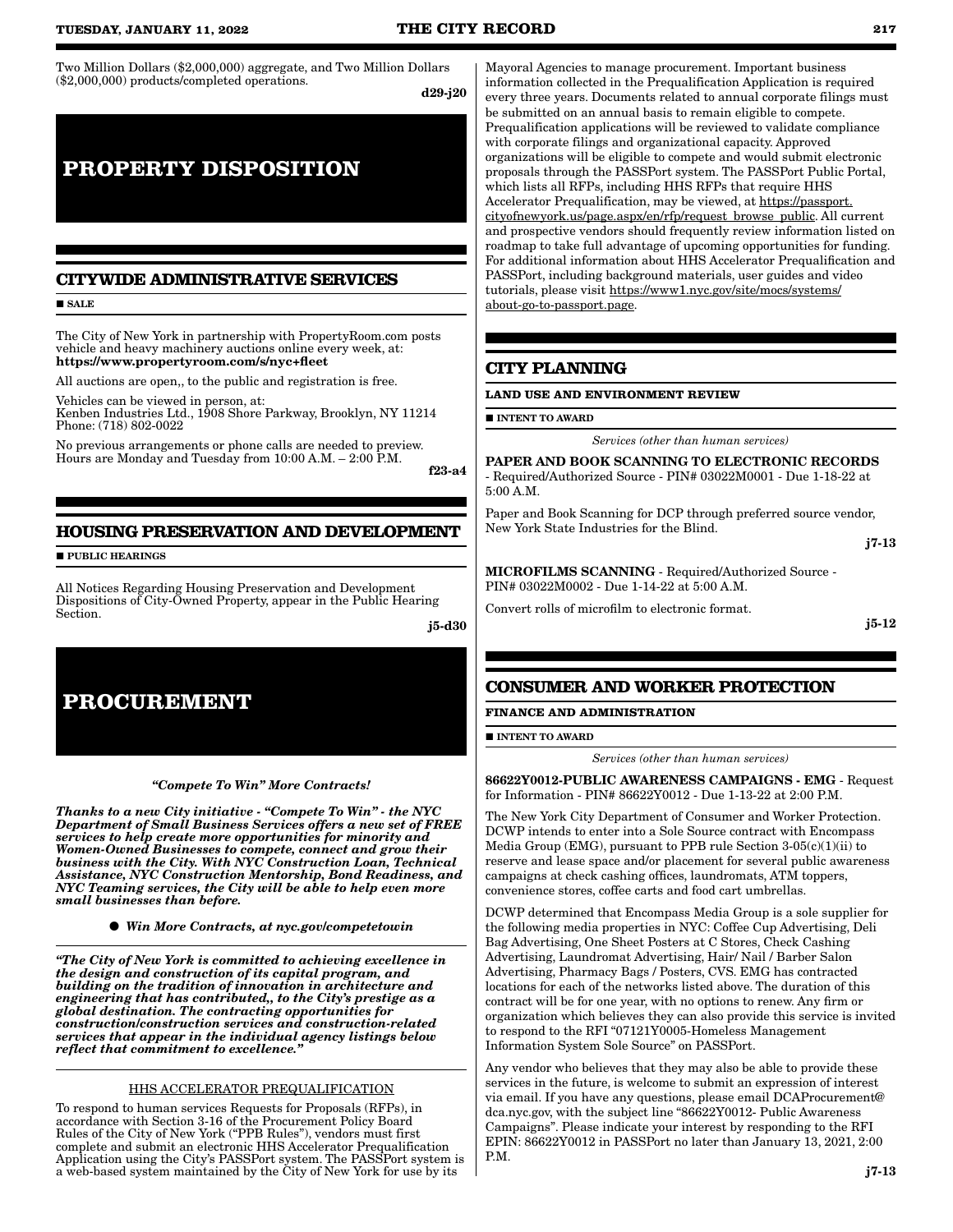Two Million Dollars ($2,000,000) aggregate, and Two Million Dollars ($2,000,000) products/completed operations.

d29-j20

# PROPERTY DISPOSITION

## CITYWIDE ADMINISTRATIVE SERVICES

■ SALE

The City of New York in partnership with PropertyRoom.com posts vehicle and heavy machinery auctions online every week, at: **https://www.propertyroom.com/s/nyc+fleet**

All auctions are open,, to the public and registration is free.

Vehicles can be viewed in person, at:
Kenben Industries Ltd., 1908 Shore Parkway, Brooklyn, NY 11214
Phone: (718) 802-0022

No previous arrangements or phone calls are needed to preview. Hours are Monday and Tuesday from 10:00 A.M. – 2:00 P.M.

f23-a4

## HOUSING PRESERVATION AND DEVELOPMENT

■ PUBLIC HEARINGS

All Notices Regarding Housing Preservation and Development Dispositions of City-Owned Property, appear in the Public Hearing Section.

j5-d30

# PROCUREMENT

***"Compete To Win" More Contracts!***

***Thanks to a new City initiative - "Compete To Win" - the NYC Department of Small Business Services offers a new set of FREE services to help create more opportunities for minority and Women-Owned Businesses to compete, connect and grow their business with the City. With NYC Construction Loan, Technical Assistance, NYC Construction Mentorship, Bond Readiness, and NYC Teaming services, the City will be able to help even more small businesses than before.***

● ***Win More Contracts, at nyc.gov/competetowin***

***"The City of New York is committed to achieving excellence in the design and construction of its capital program, and building on the tradition of innovation in architecture and engineering that has contributed,, to the City's prestige as a global destination. The contracting opportunities for construction/construction services and construction-related services that appear in the individual agency listings below reflect that commitment to excellence."***

HHS ACCELERATOR PREQUALIFICATION

To respond to human services Requests for Proposals (RFPs), in accordance with Section 3-16 of the Procurement Policy Board Rules of the City of New York ("PPB Rules"), vendors must first complete and submit an electronic HHS Accelerator Prequalification Application using the City's PASSPort system. The PASSPort system is a web-based system maintained by the City of New York for use by its Mayoral Agencies to manage procurement. Important business information collected in the Prequalification Application is required every three years. Documents related to annual corporate filings must be submitted on an annual basis to remain eligible to compete. Prequalification applications will be reviewed to validate compliance with corporate filings and organizational capacity. Approved organizations will be eligible to compete and would submit electronic proposals through the PASSPort system. The PASSPort Public Portal, which lists all RFPs, including HHS RFPs that require HHS Accelerator Prequalification, may be viewed, at https://passport.cityofnewyork.us/page.aspx/en/rfp/request_browse_public. All current and prospective vendors should frequently review information listed on roadmap to take full advantage of upcoming opportunities for funding. For additional information about HHS Accelerator Prequalification and PASSPort, including background materials, user guides and video tutorials, please visit https://www1.nyc.gov/site/mocs/systems/about-go-to-passport.page.

## CITY PLANNING

### LAND USE AND ENVIRONMENT REVIEW

■ INTENT TO AWARD

*Services (other than human services)*

**PAPER AND BOOK SCANNING TO ELECTRONIC RECORDS** - Required/Authorized Source - PIN# 03022M0001 - Due 1-18-22 at 5:00 A.M.

Paper and Book Scanning for DCP through preferred source vendor, New York State Industries for the Blind.

j7-13

**MICROFILMS SCANNING** - Required/Authorized Source - PIN# 03022M0002 - Due 1-14-22 at 5:00 A.M.

Convert rolls of microfilm to electronic format.

j5-12

## CONSUMER AND WORKER PROTECTION

### FINANCE AND ADMINISTRATION

■ INTENT TO AWARD

*Services (other than human services)*

**86622Y0012-PUBLIC AWARENESS CAMPAIGNS - EMG** - Request for Information - PIN# 86622Y0012 - Due 1-13-22 at 2:00 P.M.

The New York City Department of Consumer and Worker Protection. DCWP intends to enter into a Sole Source contract with Encompass Media Group (EMG), pursuant to PPB rule Section 3-05(c)(1)(ii) to reserve and lease space and/or placement for several public awareness campaigns at check cashing offices, laundromats, ATM toppers, convenience stores, coffee carts and food cart umbrellas.

DCWP determined that Encompass Media Group is a sole supplier for the following media properties in NYC: Coffee Cup Advertising, Deli Bag Advertising, One Sheet Posters at C Stores, Check Cashing Advertising, Laundromat Advertising, Hair/ Nail / Barber Salon Advertising, Pharmacy Bags / Posters, CVS. EMG has contracted locations for each of the networks listed above. The duration of this contract will be for one year, with no options to renew. Any firm or organization which believes they can also provide this service is invited to respond to the RFI "07121Y0005-Homeless Management Information System Sole Source" on PASSPort.

Any vendor who believes that they may also be able to provide these services in the future, is welcome to submit an expression of interest via email. If you have any questions, please email DCAProcurement@dca.nyc.gov, with the subject line "86622Y0012- Public Awareness Campaigns". Please indicate your interest by responding to the RFI EPIN: 86622Y0012 in PASSPort no later than January 13, 2021, 2:00 P.M.

j7-13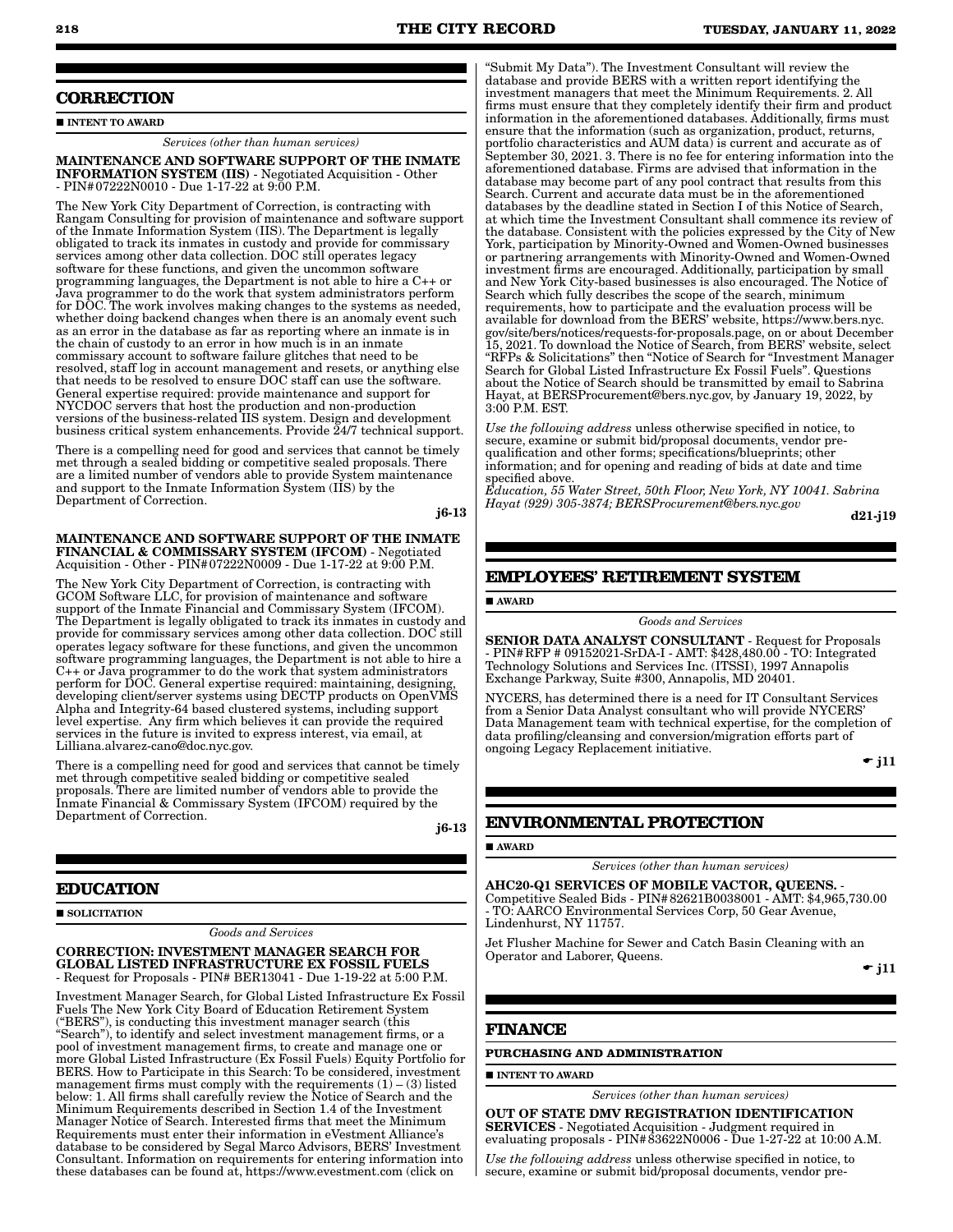## CORRECTION

■ **INTENT TO AWARD**

*Services (other than human services)*

**MAINTENANCE AND SOFTWARE SUPPORT OF THE INMATE INFORMATION SYSTEM (IIS)** - Negotiated Acquisition - Other - PIN#07222N0010 - Due 1-17-22 at 9:00 P.M.

The New York City Department of Correction, is contracting with Rangam Consulting for provision of maintenance and software support of the Inmate Information System (IIS). The Department is legally obligated to track its inmates in custody and provide for commissary services among other data collection. DOC still operates legacy software for these functions, and given the uncommon software programming languages, the Department is not able to hire a C++ or Java programmer to do the work that system administrators perform for DOC. The work involves making changes to the systems as needed, whether doing backend changes when there is an anomaly event such as an error in the database as far as reporting where an inmate is in the chain of custody to an error in how much is in an inmate commissary account to software failure glitches that need to be resolved, staff log in account management and resets, or anything else that needs to be resolved to ensure DOC staff can use the software. General expertise required: provide maintenance and support for NYCDOC servers that host the production and non-production versions of the business-related IIS system. Design and development business critical system enhancements. Provide 24/7 technical support.

There is a compelling need for good and services that cannot be timely met through a sealed bidding or competitive sealed proposals. There are a limited number of vendors able to provide System maintenance and support to the Inmate Information System (IIS) by the Department of Correction.

**j6-13**

**MAINTENANCE AND SOFTWARE SUPPORT OF THE INMATE FINANCIAL & COMMISSARY SYSTEM (IFCOM)** - Negotiated Acquisition - Other - PIN#07222N0009 - Due 1-17-22 at 9:00 P.M.

The New York City Department of Correction, is contracting with GCOM Software LLC, for provision of maintenance and software support of the Inmate Financial and Commissary System (IFCOM). The Department is legally obligated to track its inmates in custody and provide for commissary services among other data collection. DOC still operates legacy software for these functions, and given the uncommon software programming languages, the Department is not able to hire a C++ or Java programmer to do the work that system administrators perform for DOC. General expertise required: maintaining, designing, developing client/server systems using DECTP products on OpenVMS Alpha and Integrity-64 based clustered systems, including support level expertise. Any firm which believes it can provide the required services in the future is invited to express interest, via email, at Lilliana.alvarez-cano@doc.nyc.gov.

There is a compelling need for good and services that cannot be timely met through competitive sealed bidding or competitive sealed proposals. There are limited number of vendors able to provide the Inmate Financial & Commissary System (IFCOM) required by the Department of Correction.

**j6-13**

## EDUCATION

■ **SOLICITATION**

*Goods and Services*

**CORRECTION: INVESTMENT MANAGER SEARCH FOR GLOBAL LISTED INFRASTRUCTURE EX FOSSIL FUELS** - Request for Proposals - PIN# BER13041 - Due 1-19-22 at 5:00 P.M.

Investment Manager Search, for Global Listed Infrastructure Ex Fossil Fuels The New York City Board of Education Retirement System ("BERS"), is conducting this investment manager search (this "Search"), to identify and select investment management firms, or a pool of investment management firms, to create and manage one or more Global Listed Infrastructure (Ex Fossil Fuels) Equity Portfolio for BERS. How to Participate in this Search: To be considered, investment management firms must comply with the requirements (1) – (3) listed below: 1. All firms shall carefully review the Notice of Search and the Minimum Requirements described in Section 1.4 of the Investment Manager Notice of Search. Interested firms that meet the Minimum Requirements must enter their information in eVestment Alliance's database to be considered by Segal Marco Advisors, BERS' Investment Consultant. Information on requirements for entering information into these databases can be found at, https://www.evestment.com (click on "Submit My Data"). The Investment Consultant will review the database and provide BERS with a written report identifying the investment managers that meet the Minimum Requirements. 2. All firms must ensure that they completely identify their firm and product information in the aforementioned databases. Additionally, firms must ensure that the information (such as organization, product, returns, portfolio characteristics and AUM data) is current and accurate as of September 30, 2021. 3. There is no fee for entering information into the aforementioned database. Firms are advised that information in the database may become part of any pool contract that results from this Search. Current and accurate data must be in the aforementioned databases by the deadline stated in Section I of this Notice of Search, at which time the Investment Consultant shall commence its review of the database. Consistent with the policies expressed by the City of New York, participation by Minority-Owned and Women-Owned businesses or partnering arrangements with Minority-Owned and Women-Owned investment firms are encouraged. Additionally, participation by small and New York City-based businesses is also encouraged. The Notice of Search which fully describes the scope of the search, minimum requirements, how to participate and the evaluation process will be available for download from the BERS' website, https://www.bers.nyc.gov/site/bers/notices/requests-for-proposals.page, on or about December 15, 2021. To download the Notice of Search, from BERS' website, select "RFPs & Solicitations" then "Notice of Search for "Investment Manager Search for Global Listed Infrastructure Ex Fossil Fuels". Questions about the Notice of Search should be transmitted by email to Sabrina Hayat, at BERSProcurement@bers.nyc.gov, by January 19, 2022, by 3:00 P.M. EST.

*Use the following address* unless otherwise specified in notice, to secure, examine or submit bid/proposal documents, vendor pre-qualification and other forms; specifications/blueprints; other information; and for opening and reading of bids at date and time specified above.

*Education, 55 Water Street, 50th Floor, New York, NY 10041. Sabrina Hayat (929) 305-3874; BERSProcurement@bers.nyc.gov*

**d21-j19**

## EMPLOYEES' RETIREMENT SYSTEM

■ **AWARD**

*Goods and Services*

**SENIOR DATA ANALYST CONSULTANT** - Request for Proposals - PIN#RFP # 09152021-SrDA-I - AMT: $428,480.00 - TO: Integrated Technology Solutions and Services Inc. (ITSSI), 1997 Annapolis Exchange Parkway, Suite #300, Annapolis, MD 20401.

NYCERS, has determined there is a need for IT Consultant Services from a Senior Data Analyst consultant who will provide NYCERS' Data Management team with technical expertise, for the completion of data profiling/cleansing and conversion/migration efforts part of ongoing Legacy Replacement initiative.

☛ **j11**

## ENVIRONMENTAL PROTECTION

■ **AWARD**

*Services (other than human services)*

**AHC20-Q1 SERVICES OF MOBILE VACTOR, QUEENS.** - Competitive Sealed Bids - PIN#82621B0038001 - AMT: $4,965,730.00 - TO: AARCO Environmental Services Corp, 50 Gear Avenue, Lindenhurst, NY 11757.

Jet Flusher Machine for Sewer and Catch Basin Cleaning with an Operator and Laborer, Queens.

☛ **j11**

## FINANCE

**PURCHASING AND ADMINISTRATION**

■ **INTENT TO AWARD**

*Services (other than human services)*

**OUT OF STATE DMV REGISTRATION IDENTIFICATION SERVICES** - Negotiated Acquisition - Judgment required in evaluating proposals - PIN#83622N0006 - Due 1-27-22 at 10:00 A.M.

*Use the following address* unless otherwise specified in notice, to secure, examine or submit bid/proposal documents, vendor pre-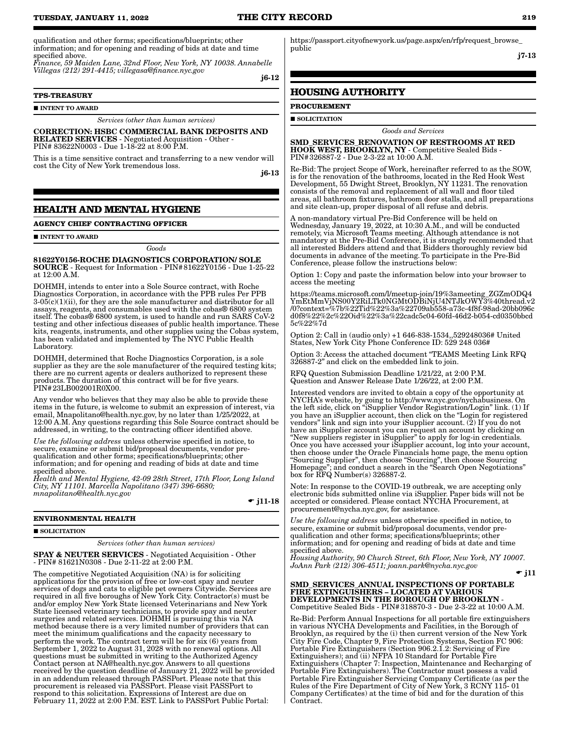qualification and other forms; specifications/blueprints; other information; and for opening and reading of bids at date and time specified above.
*Finance, 59 Maiden Lane, 32nd Floor, New York, NY 10038. Annabelle Villegas (212) 291-4415; villegasa@finance.nyc.gov*

j6-12

**TPS-TREASURY**

■ **INTENT TO AWARD**

*Services (other than human services)*

**CORRECTION: HSBC COMMERCIAL BANK DEPOSITS AND RELATED SERVICES** - Negotiated Acquisition - Other - PIN# 83622N0003 - Due 1-18-22 at 8:00 P.M.

This is a time sensitive contract and transferring to a new vendor will cost the City of New York tremendous loss.

j6-13

## HEALTH AND MENTAL HYGIENE

**AGENCY CHIEF CONTRACTING OFFICER**

■ **INTENT TO AWARD**

*Goods*

**81622Y0156-ROCHE DIAGNOSTICS CORPORATION/ SOLE SOURCE** - Request for Information - PIN# 81622Y0156 - Due 1-25-22 at 12:00 A.M.

DOHMH, intends to enter into a Sole Source contract, with Roche Diagnostics Corporation, in accordance with the PPB rules Per PPB 3-05(c)(1)(ii), for they are the sole manufacturer and distributor for all assays, reagents, and consumables used with the cobas® 6800 system itself. The cobas® 6800 system, is used to handle and run SARS CoV-2 testing and other infectious diseases of public health importance. These kits, reagents, instruments, and other supplies using the Cobas system, has been validated and implemented by The NYC Public Health Laboratory.

DOHMH, determined that Roche Diagnostics Corporation, is a sole supplier as they are the sole manufacturer of the required testing kits; there are no current agents or dealers authorized to represent these products. The duration of this contract will be for five years. PIN#23LB002001R0X00.

Any vendor who believes that they may also be able to provide these items in the future, is welcome to submit an expression of interest, via email, Mnapolitano@health.nyc.gov, by no later than 1/25/2022, at 12:00 A.M. Any questions regarding this Sole Source contract should be addressed, in writing, to the contracting officer identified above.

*Use the following address* unless otherwise specified in notice, to secure, examine or submit bid/proposal documents, vendor pre-qualification and other forms; specifications/blueprints; other information; and for opening and reading of bids at date and time specified above.
*Health and Mental Hygiene, 42-09 28th Street, 17th Floor, Long Island City, NY 11101. Marcella Napolitano (347) 396-6680; mnapolitano@health.nyc.gov*

☛ j11-18

**ENVIRONMENTAL HEALTH**

■ **SOLICITATION**

*Services (other than human services)*

**SPAY & NEUTER SERVICES** - Negotiated Acquisition - Other - PIN# 81621N0308 - Due 2-11-22 at 2:00 P.M.

The competitive Negotiated Acquisition (NA) is for soliciting applications for the provision of free or low-cost spay and neuter services of dogs and cats to eligible pet owners Citywide. Services are required in all five boroughs of New York City. Contractor(s) must be and/or employ New York State licensed Veterinarians and New York State licensed veterinary technicians, to provide spay and neuter surgeries and related services. DOHMH is pursuing this via NA method because there is a very limited number of providers that can meet the minimum qualifications and the capacity necessary to perform the work. The contract term will be for six (6) years from September 1, 2022 to August 31, 2028 with no renewal options. All questions must be submitted in writing to the Authorized Agency Contact person at NA@health.nyc.gov. Answers to all questions received by the question deadline of January 21, 2022 will be provided in an addendum released through PASSPort. Please note that this procurement is released via PASSPort. Please visit PASSPort to respond to this solicitation. Expressions of Interest are due on February 11, 2022 at 2:00 P.M. EST. Link to PASSPort Public Portal: https://passport.cityofnewyork.us/page.aspx/en/rfp/request_browse_public

j7-13

## HOUSING AUTHORITY

**PROCUREMENT**

■ **SOLICITATION**

*Goods and Services*

**SMD_SERVICES_RENOVATION OF RESTROOMS AT RED HOOK WEST, BROOKLYN, NY** - Competitive Sealed Bids - PIN# 326887-2 - Due 2-3-22 at 10:00 A.M.

Re-Bid: The project Scope of Work, hereinafter referred to as the SOW, is for the renovation of the bathrooms, located in the Red Hook West Development, 55 Dwight Street, Brooklyn, NY 11231. The renovation consists of the removal and replacement of all wall and floor tiled areas, all bathroom fixtures, bathroom door stalls, and all preparations and site clean-up, proper disposal of all refuse and debris.

A non-mandatory virtual Pre-Bid Conference will be held on Wednesday, January 19, 2022, at 10:30 A.M., and will be conducted remotely, via Microsoft Teams meeting. Although attendance is not mandatory at the Pre-Bid Conference, it is strongly recommended that all interested Bidders attend and that Bidders thoroughly review bid documents in advance of the meeting. To participate in the Pre-Bid Conference, please follow the instructions below:

Option 1: Copy and paste the information below into your browser to access the meeting

https://teams.microsoft.com/l/meetup-join/19%3ameeting_ZGZmODQ4YmEtMmVjNS00Y2RiLTk0NGMtODBiNjU4NTJkOWY3%40thread.v2/0?context=%7b%22Tid%22%3a%22709ab558-a73c-4f8f-98ad-20bb096cd0f8%22%2c%22Oid%22%3a%22cadc5c04-60fd-46d2-b054-cd0350bbcd5c%22%7d

Option 2: Call in (audio only) +1 646-838-1534,,529248036# United States, New York City Phone Conference ID: 529 248 036#

Option 3: Access the attached document "TEAMS Meeting Link RFQ 326887-2" and click on the embedded link to join.

RFQ Question Submission Deadline 1/21/22, at 2:00 P.M.
Question and Answer Release Date 1/26/22, at 2:00 P.M.

Interested vendors are invited to obtain a copy of the opportunity at NYCHA's website, by going to http://www.nyc.gov/nychabusiness. On the left side, click on "iSupplier Vendor Registration/Login" link. (1) If you have an iSupplier account, then click on the "Login for registered vendors" link and sign into your iSupplier account. (2) If you do not have an iSupplier account you can request an account by clicking on "New suppliers register in iSupplier" to apply for log-in credentials. Once you have accessed your iSupplier account, log into your account, then choose under the Oracle Financials home page, the menu option "Sourcing Supplier", then choose "Sourcing", then choose Sourcing Homepage"; and conduct a search in the "Search Open Negotiations" box for RFQ Number(s) 326887-2.

Note: In response to the COVID-19 outbreak, we are accepting only electronic bids submitted online via iSupplier. Paper bids will not be accepted or considered. Please contact NYCHA Procurement, at procurement@nycha.nyc.gov, for assistance.

*Use the following address* unless otherwise specified in notice, to secure, examine or submit bid/proposal documents, vendor pre-qualification and other forms; specifications/blueprints; other information; and for opening and reading of bids at date and time specified above.
*Housing Authority, 90 Church Street, 6th Floor, New York, NY 10007. JoAnn Park (212) 306-4511; joann.park@nycha.nyc.gov*

☛ j11

**SMD_SERVICES_ANNUAL INSPECTIONS OF PORTABLE FIRE EXTINGUISHERS – LOCATED AT VARIOUS DEVELOPMENTS IN THE BOROUGH OF BROOKLYN** - Competitive Sealed Bids - PIN# 318870-3 - Due 2-3-22 at 10:00 A.M.

Re-Bid: Perform Annual Inspections for all portable fire extinguishers in various NYCHA Developments and Facilities, in the Borough of Brooklyn, as required by the (i) then current version of the New York City Fire Code, Chapter 9, Fire Protection Systems, Section FC 906: Portable Fire Extinguishers (Section 906.2.1.2: Servicing of Fire Extinguishers); and (ii) NFPA 10 Standard for Portable Fire Extinguishers (Chapter 7: Inspection, Maintenance and Recharging of Portable Fire Extinguishers). The Contractor must possess a valid Portable Fire Extinguisher Servicing Company Certificate (as per the Rules of the Fire Department of City of New York, 3 RCNY 115- 01 Company Certificates) at the time of bid and for the duration of this Contract.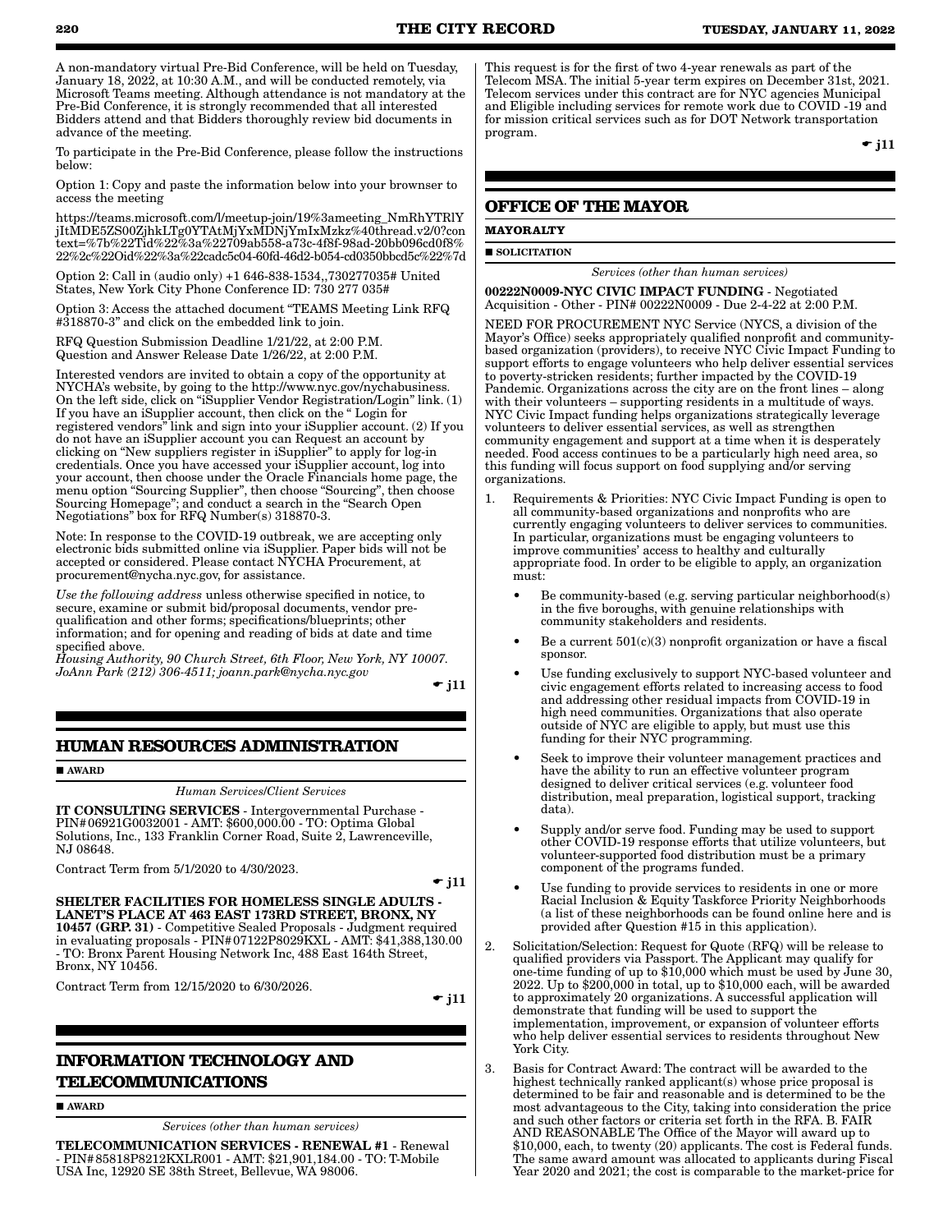A non-mandatory virtual Pre-Bid Conference, will be held on Tuesday, January 18, 2022, at 10:30 A.M., and will be conducted remotely, via Microsoft Teams meeting. Although attendance is not mandatory at the Pre-Bid Conference, it is strongly recommended that all interested Bidders attend and that Bidders thoroughly review bid documents in advance of the meeting.

To participate in the Pre-Bid Conference, please follow the instructions below:

Option 1: Copy and paste the information below into your brownser to access the meeting

https://teams.microsoft.com/l/meetup-join/19%3ameeting_NmRhYTRlYjItMDE5ZS00ZjhkLTg0YTAtMjYxMDNjYmIxMzkz%40thread.v2/0?context=%7b%22Tid%22%3a%22709ab558-a73c-4f8f-98ad-20bb096cd0f8%22%2c%22Oid%22%3a%22cadc5c04-60fd-46d2-b054-cd0350bbcd5c%22%7d

Option 2: Call in (audio only) +1 646-838-1534,,730277035# United States, New York City Phone Conference ID: 730 277 035#

Option 3: Access the attached document "TEAMS Meeting Link RFQ #318870-3" and click on the embedded link to join.

RFQ Question Submission Deadline 1/21/22, at 2:00 P.M.
Question and Answer Release Date 1/26/22, at 2:00 P.M.

Interested vendors are invited to obtain a copy of the opportunity at NYCHA's website, by going to the http://www.nyc.gov/nychabusiness. On the left side, click on "iSupplier Vendor Registration/Login" link. (1) If you have an iSupplier account, then click on the " Login for registered vendors" link and sign into your iSupplier account. (2) If you do not have an iSupplier account you can Request an account by clicking on "New suppliers register in iSupplier" to apply for log-in credentials. Once you have accessed your iSupplier account, log into your account, then choose under the Oracle Financials home page, the menu option "Sourcing Supplier", then choose "Sourcing", then choose Sourcing Homepage"; and conduct a search in the "Search Open Negotiations" box for RFQ Number(s) 318870-3.

Note: In response to the COVID-19 outbreak, we are accepting only electronic bids submitted online via iSupplier. Paper bids will not be accepted or considered. Please contact NYCHA Procurement, at procurement@nycha.nyc.gov, for assistance.

*Use the following address* unless otherwise specified in notice, to secure, examine or submit bid/proposal documents, vendor pre-qualification and other forms; specifications/blueprints; other information; and for opening and reading of bids at date and time specified above.
*Housing Authority, 90 Church Street, 6th Floor, New York, NY 10007. JoAnn Park (212) 306-4511; joann.park@nycha.nyc.gov*

☛ j11

## HUMAN RESOURCES ADMINISTRATION

■ AWARD

*Human Services/Client Services*

**IT CONSULTING SERVICES** - Intergovernmental Purchase - PIN#06921G0032001 - AMT: $600,000.00 - TO: Optima Global Solutions, Inc., 133 Franklin Corner Road, Suite 2, Lawrenceville, NJ 08648.

Contract Term from 5/1/2020 to 4/30/2023.

☛ j11

**SHELTER FACILITIES FOR HOMELESS SINGLE ADULTS - LANET'S PLACE AT 463 EAST 173RD STREET, BRONX, NY 10457 (GRP. 31)** - Competitive Sealed Proposals - Judgment required in evaluating proposals - PIN#07122P8029KXL - AMT: $41,388,130.00 - TO: Bronx Parent Housing Network Inc, 488 East 164th Street, Bronx, NY 10456.

Contract Term from 12/15/2020 to 6/30/2026.

☛ j11

## INFORMATION TECHNOLOGY AND TELECOMMUNICATIONS

■ AWARD

*Services (other than human services)*

**TELECOMMUNICATION SERVICES - RENEWAL #1** - Renewal - PIN#85818P8212KXLR001 - AMT: $21,901,184.00 - TO: T-Mobile USA Inc, 12920 SE 38th Street, Bellevue, WA 98006.

This request is for the first of two 4-year renewals as part of the Telecom MSA. The initial 5-year term expires on December 31st, 2021. Telecom services under this contract are for NYC agencies Municipal and Eligible including services for remote work due to COVID -19 and for mission critical services such as for DOT Network transportation program.

☛ j11

## OFFICE OF THE MAYOR

### MAYORALTY

■ SOLICITATION

*Services (other than human services)*

**00222N0009-NYC CIVIC IMPACT FUNDING** - Negotiated Acquisition - Other - PIN# 00222N0009 - Due 2-4-22 at 2:00 P.M.

NEED FOR PROCUREMENT NYC Service (NYCS, a division of the Mayor's Office) seeks appropriately qualified nonprofit and community-based organization (providers), to receive NYC Civic Impact Funding to support efforts to engage volunteers who help deliver essential services to poverty-stricken residents; further impacted by the COVID-19 Pandemic. Organizations across the city are on the front lines – along with their volunteers – supporting residents in a multitude of ways. NYC Civic Impact funding helps organizations strategically leverage volunteers to deliver essential services, as well as strengthen community engagement and support at a time when it is desperately needed. Food access continues to be a particularly high need area, so this funding will focus support on food supplying and/or serving organizations.

1. Requirements & Priorities: NYC Civic Impact Funding is open to all community-based organizations and nonprofits who are currently engaging volunteers to deliver services to communities. In particular, organizations must be engaging volunteers to improve communities' access to healthy and culturally appropriate food. In order to be eligible to apply, an organization must:
   - Be community-based (e.g. serving particular neighborhood(s) in the five boroughs, with genuine relationships with community stakeholders and residents.
   - Be a current 501(c)(3) nonprofit organization or have a fiscal sponsor.
   - Use funding exclusively to support NYC-based volunteer and civic engagement efforts related to increasing access to food and addressing other residual impacts from COVID-19 in high need communities. Organizations that also operate outside of NYC are eligible to apply, but must use this funding for their NYC programming.
   - Seek to improve their volunteer management practices and have the ability to run an effective volunteer program designed to deliver critical services (e.g. volunteer food distribution, meal preparation, logistical support, tracking data).
   - Supply and/or serve food. Funding may be used to support other COVID-19 response efforts that utilize volunteers, but volunteer-supported food distribution must be a primary component of the programs funded.
   - Use funding to provide services to residents in one or more Racial Inclusion & Equity Taskforce Priority Neighborhoods (a list of these neighborhoods can be found online here and is provided after Question #15 in this application).
2. Solicitation/Selection: Request for Quote (RFQ) will be release to qualified providers via Passport. The Applicant may qualify for one-time funding of up to $10,000 which must be used by June 30, 2022. Up to $200,000 in total, up to $10,000 each, will be awarded to approximately 20 organizations. A successful application will demonstrate that funding will be used to support the implementation, improvement, or expansion of volunteer efforts who help deliver essential services to residents throughout New York City.
3. Basis for Contract Award: The contract will be awarded to the highest technically ranked applicant(s) whose price proposal is determined to be fair and reasonable and is determined to be the most advantageous to the City, taking into consideration the price and such other factors or criteria set forth in the RFA. B. FAIR AND REASONABLE The Office of the Mayor will award up to $10,000, each, to twenty (20) applicants. The cost is Federal funds. The same award amount was allocated to applicants during Fiscal Year 2020 and 2021; the cost is comparable to the market-price for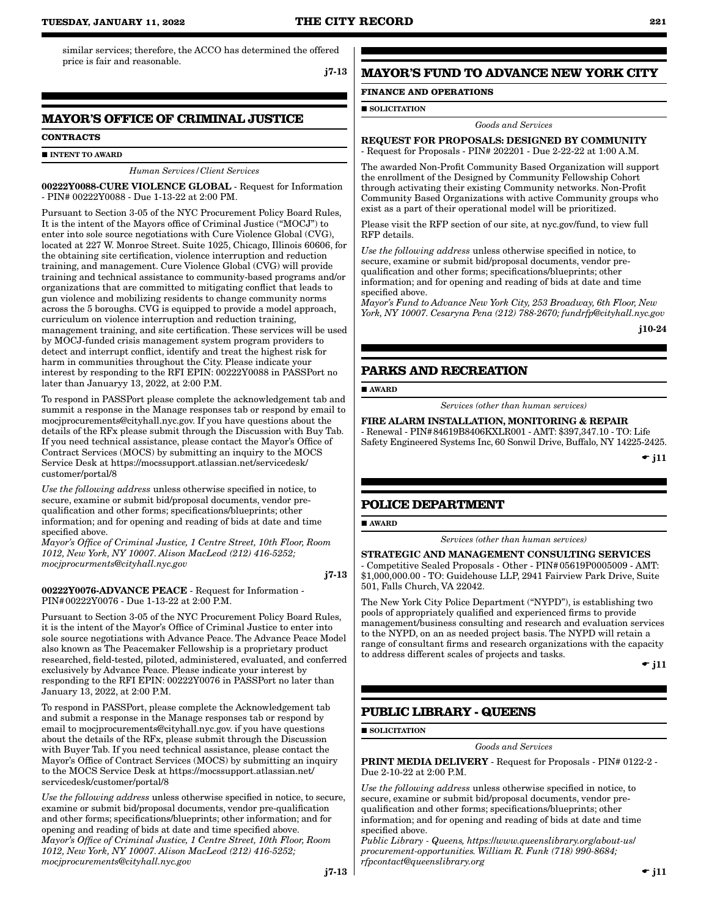similar services; therefore, the ACCO has determined the offered price is fair and reasonable.

j7-13

## MAYOR'S OFFICE OF CRIMINAL JUSTICE

**CONTRACTS**

■ **INTENT TO AWARD**

*Human Services/Client Services*

**00222Y0088-CURE VIOLENCE GLOBAL** - Request for Information - PIN# 00222Y0088 - Due 1-13-22 at 2:00 PM.

Pursuant to Section 3-05 of the NYC Procurement Policy Board Rules, It is the intent of the Mayors office of Criminal Justice ("MOCJ") to enter into sole source negotiations with Cure Violence Global (CVG), located at 227 W. Monroe Street. Suite 1025, Chicago, Illinois 60606, for the obtaining site certification, violence interruption and reduction training, and management. Cure Violence Global (CVG) will provide training and technical assistance to community-based programs and/or organizations that are committed to mitigating conflict that leads to gun violence and mobilizing residents to change community norms across the 5 boroughs. CVG is equipped to provide a model approach, curriculum on violence interruption and reduction training, management training, and site certification. These services will be used by MOCJ-funded crisis management system program providers to detect and interrupt conflict, identify and treat the highest risk for harm in communities throughout the City. Please indicate your interest by responding to the RFI EPIN: 00222Y0088 in PASSPort no later than Januaryy 13, 2022, at 2:00 P.M.

To respond in PASSPort please complete the acknowledgement tab and summit a response in the Manage responses tab or respond by email to mocjprocurements@cityhall.nyc.gov. If you have questions about the details of the RFx please submit through the Discussion with Buy Tab. If you need technical assistance, please contact the Mayor's Office of Contract Services (MOCS) by submitting an inquiry to the MOCS Service Desk at https://mocssupport.atlassian.net/servicedesk/customer/portal/8

*Use the following address* unless otherwise specified in notice, to secure, examine or submit bid/proposal documents, vendor pre-qualification and other forms; specifications/blueprints; other information; and for opening and reading of bids at date and time specified above.
*Mayor's Office of Criminal Justice, 1 Centre Street, 10th Floor, Room 1012, New York, NY 10007. Alison MacLeod (212) 416-5252; mocjprocurments@cityhall.nyc.gov*

j7-13

**00222Y0076-ADVANCE PEACE** - Request for Information - PIN# 00222Y0076 - Due 1-13-22 at 2:00 P.M.

Pursuant to Section 3-05 of the NYC Procurement Policy Board Rules, it is the intent of the Mayor's Office of Criminal Justice to enter into sole source negotiations with Advance Peace. The Advance Peace Model also known as The Peacemaker Fellowship is a proprietary product researched, field-tested, piloted, administered, evaluated, and conferred exclusively by Advance Peace. Please indicate your interest by responding to the RFI EPIN: 00222Y0076 in PASSPort no later than January 13, 2022, at 2:00 P.M.

To respond in PASSPort, please complete the Acknowledgement tab and submit a response in the Manage responses tab or respond by email to mocjprocurements@cityhall.nyc.gov. if you have questions about the details of the RFx, please submit through the Discussion with Buyer Tab. If you need technical assistance, please contact the Mayor's Office of Contract Services (MOCS) by submitting an inquiry to the MOCS Service Desk at https://mocssupport.atlassian.net/servicedesk/customer/portal/8

*Use the following address* unless otherwise specified in notice, to secure, examine or submit bid/proposal documents, vendor pre-qualification and other forms; specifications/blueprints; other information; and for opening and reading of bids at date and time specified above.
*Mayor's Office of Criminal Justice, 1 Centre Street, 10th Floor, Room 1012, New York, NY 10007. Alison MacLeod (212) 416-5252; mocjprocurements@cityhall.nyc.gov*

j7-13

## MAYOR'S FUND TO ADVANCE NEW YORK CITY

**FINANCE AND OPERATIONS**

■ **SOLICITATION**

*Goods and Services*

**REQUEST FOR PROPOSALS: DESIGNED BY COMMUNITY** - Request for Proposals - PIN# 202201 - Due 2-22-22 at 1:00 A.M.

The awarded Non-Profit Community Based Organization will support the enrollment of the Designed by Community Fellowship Cohort through activating their existing Community networks. Non-Profit Community Based Organizations with active Community groups who exist as a part of their operational model will be prioritized.

Please visit the RFP section of our site, at nyc.gov/fund, to view full RFP details.

*Use the following address* unless otherwise specified in notice, to secure, examine or submit bid/proposal documents, vendor pre-qualification and other forms; specifications/blueprints; other information; and for opening and reading of bids at date and time specified above.
*Mayor's Fund to Advance New York City, 253 Broadway, 6th Floor, New York, NY 10007. Cesaryna Pena (212) 788-2670; fundrfp@cityhall.nyc.gov*

j10-24

## PARKS AND RECREATION

■ **AWARD**

*Services (other than human services)*

**FIRE ALARM INSTALLATION, MONITORING & REPAIR** - Renewal - PIN# 84619B8406KXLR001 - AMT: $397,347.10 - TO: Life Safety Engineered Systems Inc, 60 Sonwil Drive, Buffalo, NY 14225-2425.

☛ j11

## POLICE DEPARTMENT

■ **AWARD**

*Services (other than human services)*

**STRATEGIC AND MANAGEMENT CONSULTING SERVICES** - Competitive Sealed Proposals - Other - PIN# 05619P0005009 - AMT: $1,000,000.00 - TO: Guidehouse LLP, 2941 Fairview Park Drive, Suite 501, Falls Church, VA 22042.

The New York City Police Department ("NYPD"), is establishing two pools of appropriately qualified and experienced firms to provide management/business consulting and research and evaluation services to the NYPD, on an as needed project basis. The NYPD will retain a range of consultant firms and research organizations with the capacity to address different scales of projects and tasks.

☛ j11

## PUBLIC LIBRARY - QUEENS

■ **SOLICITATION**

*Goods and Services*

**PRINT MEDIA DELIVERY** - Request for Proposals - PIN# 0122-2 - Due 2-10-22 at 2:00 P.M.

*Use the following address* unless otherwise specified in notice, to secure, examine or submit bid/proposal documents, vendor pre-qualification and other forms; specifications/blueprints; other information; and for opening and reading of bids at date and time specified above.
*Public Library - Queens, https://www.queenslibrary.org/about-us/procurement-opportunities. William R. Funk (718) 990-8684; rfpcontact@queenslibrary.org*

☛ j11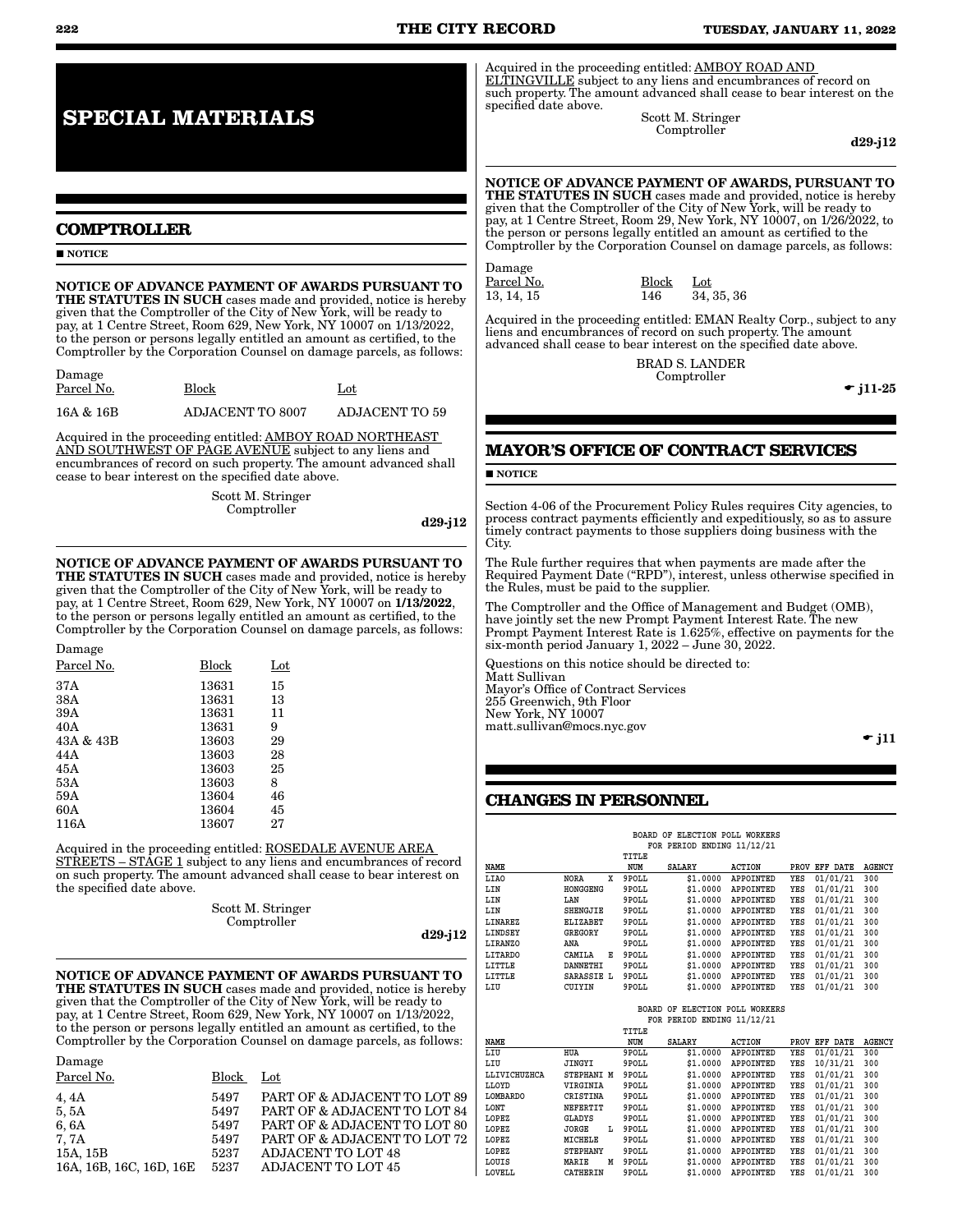# SPECIAL MATERIALS

## COMPTROLLER

■ NOTICE

**NOTICE OF ADVANCE PAYMENT OF AWARDS PURSUANT TO THE STATUTES IN SUCH** cases made and provided, notice is hereby given that the Comptroller of the City of New York, will be ready to pay, at 1 Centre Street, Room 629, New York, NY 10007 on 1/13/2022, to the person or persons legally entitled an amount as certified, to the Comptroller by the Corporation Counsel on damage parcels, as follows:

| Damage Parcel No. | Block | Lot |
|---|---|---|
| 16A & 16B | ADJACENT TO 8007 | ADJACENT TO 59 |

Acquired in the proceeding entitled: AMBOY ROAD NORTHEAST AND SOUTHWEST OF PAGE AVENUE subject to any liens and encumbrances of record on such property. The amount advanced shall cease to bear interest on the specified date above.

Scott M. Stringer
Comptroller

**d29-j12**

---

**NOTICE OF ADVANCE PAYMENT OF AWARDS PURSUANT TO THE STATUTES IN SUCH** cases made and provided, notice is hereby given that the Comptroller of the City of New York, will be ready to pay, at 1 Centre Street, Room 629, New York, NY 10007 on **1/13/2022**, to the person or persons legally entitled an amount as certified, to the Comptroller by the Corporation Counsel on damage parcels, as follows:

| Damage Parcel No. | Block | Lot |
|---|---|---|
| 37A | 13631 | 15 |
| 38A | 13631 | 13 |
| 39A | 13631 | 11 |
| 40A | 13631 | 9 |
| 43A & 43B | 13603 | 29 |
| 44A | 13603 | 28 |
| 45A | 13603 | 25 |
| 53A | 13603 | 8 |
| 59A | 13604 | 46 |
| 60A | 13604 | 45 |
| 116A | 13607 | 27 |

Acquired in the proceeding entitled: ROSEDALE AVENUE AREA STREETS – STAGE 1 subject to any liens and encumbrances of record on such property. The amount advanced shall cease to bear interest on the specified date above.

Scott M. Stringer
Comptroller

**d29-j12**

---

**NOTICE OF ADVANCE PAYMENT OF AWARDS PURSUANT TO THE STATUTES IN SUCH** cases made and provided, notice is hereby given that the Comptroller of the City of New York, will be ready to pay, at 1 Centre Street, Room 629, New York, NY 10007 on 1/13/2022, to the person or persons legally entitled an amount as certified, to the Comptroller by the Corporation Counsel on damage parcels, as follows:

| Damage Parcel No. | Block | Lot |
|---|---|---|
| 4, 4A | 5497 | PART OF & ADJACENT TO LOT 89 |
| 5, 5A | 5497 | PART OF & ADJACENT TO LOT 84 |
| 6, 6A | 5497 | PART OF & ADJACENT TO LOT 80 |
| 7, 7A | 5497 | PART OF & ADJACENT TO LOT 72 |
| 15A, 15B | 5237 | ADJACENT TO LOT 48 |
| 16A, 16B, 16C, 16D, 16E | 5237 | ADJACENT TO LOT 45 |

Acquired in the proceeding entitled: AMBOY ROAD AND ELTINGVILLE subject to any liens and encumbrances of record on such property. The amount advanced shall cease to bear interest on the specified date above.

Scott M. Stringer
Comptroller

**d29-j12**

---

**NOTICE OF ADVANCE PAYMENT OF AWARDS, PURSUANT TO THE STATUTES IN SUCH** cases made and provided, notice is hereby given that the Comptroller of the City of New York, will be ready to pay, at 1 Centre Street, Room 29, New York, NY 10007, on 1/26/2022, to the person or persons legally entitled an amount as certified to the Comptroller by the Corporation Counsel on damage parcels, as follows:

| Damage Parcel No. | Block | Lot |
|---|---|---|
| 13, 14, 15 | 146 | 34, 35, 36 |

Acquired in the proceeding entitled: EMAN Realty Corp., subject to any liens and encumbrances of record on such property. The amount advanced shall cease to bear interest on the specified date above.

BRAD S. LANDER
Comptroller

☛ **j11-25**

## MAYOR'S OFFICE OF CONTRACT SERVICES

■ NOTICE

Section 4-06 of the Procurement Policy Rules requires City agencies, to process contract payments efficiently and expeditiously, so as to assure timely contract payments to those suppliers doing business with the City.

The Rule further requires that when payments are made after the Required Payment Date ("RPD"), interest, unless otherwise specified in the Rules, must be paid to the supplier.

The Comptroller and the Office of Management and Budget (OMB), have jointly set the new Prompt Payment Interest Rate. The new Prompt Payment Interest Rate is 1.625%, effective on payments for the six-month period January 1, 2022 – June 30, 2022.

Questions on this notice should be directed to:
Matt Sullivan
Mayor's Office of Contract Services
255 Greenwich, 9th Floor
New York, NY 10007
matt.sullivan@mocs.nyc.gov

☛ **j11**

## CHANGES IN PERSONNEL

BOARD OF ELECTION POLL WORKERS
FOR PERIOD ENDING 11/12/21

| NAME | | TITLE NUM | SALARY | ACTION | PROV | EFF DATE | AGENCY |
|---|---|---|---|---|---|---|---|
| LIAO | NORA X | 9POLL | $1.0000 | APPOINTED | YES | 01/01/21 | 300 |
| LIN | HONGGENG | 9POLL | $1.0000 | APPOINTED | YES | 01/01/21 | 300 |
| LIN | LAN | 9POLL | $1.0000 | APPOINTED | YES | 01/01/21 | 300 |
| LIN | SHENGJIE | 9POLL | $1.0000 | APPOINTED | YES | 01/01/21 | 300 |
| LINAREZ | ELIZABET | 9POLL | $1.0000 | APPOINTED | YES | 01/01/21 | 300 |
| LINDSEY | GREGORY | 9POLL | $1.0000 | APPOINTED | YES | 01/01/21 | 300 |
| LIRANZO | ANA | 9POLL | $1.0000 | APPOINTED | YES | 01/01/21 | 300 |
| LITARDO | CAMILA E | 9POLL | $1.0000 | APPOINTED | YES | 01/01/21 | 300 |
| LITTLE | DANNETHI | 9POLL | $1.0000 | APPOINTED | YES | 01/01/21 | 300 |
| LITTLE | SARASSIE L | 9POLL | $1.0000 | APPOINTED | YES | 01/01/21 | 300 |
| LIU | CUIYIN | 9POLL | $1.0000 | APPOINTED | YES | 01/01/21 | 300 |

BOARD OF ELECTION POLL WORKERS
FOR PERIOD ENDING 11/12/21

| NAME | | TITLE NUM | SALARY | ACTION | PROV | EFF DATE | AGENCY |
|---|---|---|---|---|---|---|---|
| LIU | HUA | 9POLL | $1.0000 | APPOINTED | YES | 01/01/21 | 300 |
| LIU | JINGYI | 9POLL | $1.0000 | APPOINTED | YES | 10/31/21 | 300 |
| LLIVICHUZHCA | STEPHANI M | 9POLL | $1.0000 | APPOINTED | YES | 01/01/21 | 300 |
| LLOYD | VIRGINIA | 9POLL | $1.0000 | APPOINTED | YES | 01/01/21 | 300 |
| LOMBARDO | CRISTINA | 9POLL | $1.0000 | APPOINTED | YES | 01/01/21 | 300 |
| LONT | NEFERTIT | 9POLL | $1.0000 | APPOINTED | YES | 01/01/21 | 300 |
| LOPEZ | GLADYS | 9POLL | $1.0000 | APPOINTED | YES | 01/01/21 | 300 |
| LOPEZ | JORGE L | 9POLL | $1.0000 | APPOINTED | YES | 01/01/21 | 300 |
| LOPEZ | MICHELE | 9POLL | $1.0000 | APPOINTED | YES | 01/01/21 | 300 |
| LOPEZ | STEPHANY | 9POLL | $1.0000 | APPOINTED | YES | 01/01/21 | 300 |
| LOUIS | MARIE M | 9POLL | $1.0000 | APPOINTED | YES | 01/01/21 | 300 |
| LOVELL | CATHERIN | 9POLL | $1.0000 | APPOINTED | YES | 01/01/21 | 300 |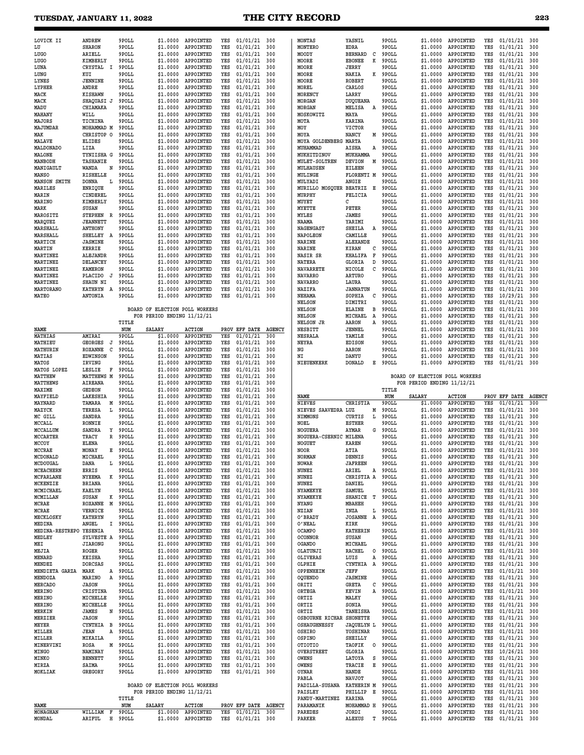| NAME | | TITLE NUM | SALARY | ACTION | PROV | EFF DATE | AGENCY |
|---|---|---|---|---|---|---|---|
| LOVICK II | ANDREW | 9POLL | $1.0000 | APPOINTED | YES | 01/01/21 | 300 |
| LU | SHARON | 9POLL | $1.0000 | APPOINTED | YES | 01/01/21 | 300 |
| LUGO | ARIELL | 9POLL | $1.0000 | APPOINTED | YES | 01/01/21 | 300 |
| LUGO | KIMBERLY | 9POLL | $1.0000 | APPOINTED | YES | 01/01/21 | 300 |
| LUNA | CRYSTAL I | 9POLL | $1.0000 | APPOINTED | YES | 01/01/21 | 300 |
| LUNG | KUI | 9POLL | $1.0000 | APPOINTED | YES | 01/01/21 | 300 |
| LYNES | JENNINE | 9POLL | $1.0000 | APPOINTED | YES | 01/01/21 | 300 |
| LYPHER | ANDRE | 9POLL | $1.0000 | APPOINTED | YES | 01/01/21 | 300 |
| MACK | KISHAWN | 9POLL | $1.0000 | APPOINTED | YES | 01/01/21 | 300 |
| MACK | SHAQUASI J | 9POLL | $1.0000 | APPOINTED | YES | 01/01/21 | 300 |
| MADU | CHIAMAKA | 9POLL | $1.0000 | APPOINTED | YES | 01/01/21 | 300 |
| MAHANY | WILL | 9POLL | $1.0000 | APPOINTED | YES | 01/01/21 | 300 |
| MAJORS | TICHINA | 9POLL | $1.0000 | APPOINTED | YES | 01/01/21 | 300 |
| MAJUMDAR | MOHAMMAD M | 9POLL | $1.0000 | APPOINTED | YES | 01/01/21 | 300 |
| MAK | CHRISTOP O | 9POLL | $1.0000 | APPOINTED | YES | 01/01/21 | 300 |
| MALAVE | ELIDES | 9POLL | $1.0000 | APPOINTED | YES | 01/01/21 | 300 |
| MALDONADO | LIZA | 9POLL | $1.0000 | APPOINTED | YES | 01/01/21 | 300 |
| MALONE | TYNIISHA G | 9POLL | $1.0000 | APPOINTED | YES | 01/01/21 | 300 |
| MANBODH | TASHANIE | 9POLL | $1.0000 | APPOINTED | YES | 01/01/21 | 300 |
| MANIGAULT | WANDA N | 9POLL | $1.0000 | APPOINTED | YES | 01/01/21 | 300 |
| MANSO | RISHELLE | 9POLL | $1.0000 | APPOINTED | YES | 01/01/21 | 300 |
| MANSON SMITH | DONNA L | 9POLL | $1.0000 | APPOINTED | YES | 01/01/21 | 300 |
| MARILES | ENRIQUE | 9POLL | $1.0000 | APPOINTED | YES | 01/01/21 | 300 |
| MARIN | CINDEREL | 9POLL | $1.0000 | APPOINTED | YES | 01/01/21 | 300 |
| MARINO | KIMBERLY | 9POLL | $1.0000 | APPOINTED | YES | 01/01/21 | 300 |
| MARK | SUSAN | 9POLL | $1.0000 | APPOINTED | YES | 01/01/21 | 300 |
| MAROSITZ | STEPHEN R | 9POLL | $1.0000 | APPOINTED | YES | 01/01/21 | 300 |
| MARQUEZ | JEANNETT | 9POLL | $1.0000 | APPOINTED | YES | 01/01/21 | 300 |
| MARSHALL | ANTHONY | 9POLL | $1.0000 | APPOINTED | YES | 01/01/21 | 300 |
| MARSHALL | SHELLEY A | 9POLL | $1.0000 | APPOINTED | YES | 01/01/21 | 300 |
| MARTICH | JASMINE | 9POLL | $1.0000 | APPOINTED | YES | 01/01/21 | 300 |
| MARTIN | KERRIE | 9POLL | $1.0000 | APPOINTED | YES | 01/01/21 | 300 |
| MARTINEZ | ALEJANDR | 9POLL | $1.0000 | APPOINTED | YES | 01/01/21 | 300 |
| MARTINEZ | DELANCEY | 9POLL | $1.0000 | APPOINTED | YES | 01/01/21 | 300 |
| MARTINEZ | KAMERON | 9POLL | $1.0000 | APPOINTED | YES | 01/01/21 | 300 |
| MARTINEZ | PLACIDO J | 9POLL | $1.0000 | APPOINTED | YES | 01/01/21 | 300 |
| MARTINEZ | SHAUN NI | 9POLL | $1.0000 | APPOINTED | YES | 01/01/21 | 300 |
| MARTORANO | KATHRYN A | 9POLL | $1.0000 | APPOINTED | YES | 01/01/21 | 300 |
| MATEO | ANTONIA | 9POLL | $1.0000 | APPOINTED | YES | 01/01/21 | 300 |

BOARD OF ELECTION POLL WORKERS
FOR PERIOD ENDING 11/12/21

| NAME | | TITLE NUM | SALARY | ACTION | PROV | EFF DATE | AGENCY |
|---|---|---|---|---|---|---|---|
| MATHIAS | AMIRAI | 9POLL | $1.0000 | APPOINTED | YES | 01/01/21 | 300 |
| MATHIEU | GEORGES J | 9POLL | $1.0000 | APPOINTED | YES | 01/01/21 | 300 |
| MATHURIN | ROXANNE C | 9POLL | $1.0000 | APPOINTED | YES | 01/01/21 | 300 |
| MATIAS | EDWINSON | 9POLL | $1.0000 | APPOINTED | YES | 01/01/21 | 300 |
| MATOS | IRVING | 9POLL | $1.0000 | APPOINTED | YES | 01/01/21 | 300 |
| MATOS LOPEZ | LESLIE F | 9POLL | $1.0000 | APPOINTED | YES | 01/01/21 | 300 |
| MATTHEW | MATTHEWS M | 9POLL | $1.0000 | APPOINTED | YES | 01/01/21 | 300 |
| MATTHEWS | AIREANA | 9POLL | $1.0000 | APPOINTED | YES | 01/01/21 | 300 |
| MAXIME | GEDEON | 9POLL | $1.0000 | APPOINTED | YES | 01/01/21 | 300 |
| MAYFIELD | LAKESHIA | 9POLL | $1.0000 | APPOINTED | YES | 01/01/21 | 300 |
| MAYNARD | TAMARA M | 9POLL | $1.0000 | APPOINTED | YES | 01/01/21 | 300 |
| MAZYCK | TERESA L | 9POLL | $1.0000 | APPOINTED | YES | 01/01/21 | 300 |
| MC GILL | SANDRA | 9POLL | $1.0000 | APPOINTED | YES | 01/01/21 | 300 |
| MCCALL | RONNIE | 9POLL | $1.0000 | APPOINTED | YES | 01/01/21 | 300 |
| MCCALLUM | SANDRA Y | 9POLL | $1.0000 | APPOINTED | YES | 01/01/21 | 300 |
| MCCARTER | TRACY R | 9POLL | $1.0000 | APPOINTED | YES | 01/01/21 | 300 |
| MCCOY | ELENA | 9POLL | $1.0000 | APPOINTED | YES | 01/01/21 | 300 |
| MCCRAE | MONAY E | 9POLL | $1.0000 | APPOINTED | YES | 01/01/21 | 300 |
| MCDONALD | MICHAEL | 9POLL | $1.0000 | APPOINTED | YES | 01/01/21 | 300 |
| MCDOUGAL | DANA L | 9POLL | $1.0000 | APPOINTED | YES | 01/01/21 | 300 |
| MCEACHERN | ERRIS | 9POLL | $1.0000 | APPOINTED | YES | 01/01/21 | 300 |
| MCFARLANE | NYEEMA K | 9POLL | $1.0000 | APPOINTED | YES | 01/01/21 | 300 |
| MCKENZIE | BRIANA | 9POLL | $1.0000 | APPOINTED | YES | 01/01/21 | 300 |
| MCMICHAEL | KAELYN | 9POLL | $1.0000 | APPOINTED | YES | 01/01/21 | 300 |
| MCMILLAN | SUSAN K | 9POLL | $1.0000 | APPOINTED | YES | 01/01/21 | 300 |
| MCRAE | ROXANNE M | 9POLL | $1.0000 | APPOINTED | YES | 01/01/21 | 300 |
| MCRAE | VERNICE | 9POLL | $1.0000 | APPOINTED | YES | 01/01/21 | 300 |
| MECKLOSKY | KATHRYN | 9POLL | $1.0000 | APPOINTED | YES | 01/01/21 | 300 |
| MEDINA | ANGEL I | 9POLL | $1.0000 | APPOINTED | YES | 01/01/21 | 300 |
| MEDINA-RESTREPO | YESENIA | 9POLL | $1.0000 | APPOINTED | YES | 01/01/21 | 300 |
| MEDLEY | SYLVESTE A | 9POLL | $1.0000 | APPOINTED | YES | 01/01/21 | 300 |
| MEI | JIARONG | 9POLL | $1.0000 | APPOINTED | YES | 01/01/21 | 300 |
| MEJIA | ROGER | 9POLL | $1.0000 | APPOINTED | YES | 01/01/21 | 300 |
| MENARD | KEISHA | 9POLL | $1.0000 | APPOINTED | YES | 01/01/21 | 300 |
| MENDEZ | DORCSAS | 9POLL | $1.0000 | APPOINTED | YES | 01/01/21 | 300 |
| MENDIETA GARZA | MARK A | 9POLL | $1.0000 | APPOINTED | YES | 01/01/21 | 300 |
| MENDOZA | MARINO A | 9POLL | $1.0000 | APPOINTED | YES | 01/01/21 | 300 |
| MERCADO | JASON | 9POLL | $1.0000 | APPOINTED | YES | 01/01/21 | 300 |
| MERINO | CRISTINA | 9POLL | $1.0000 | APPOINTED | YES | 01/01/21 | 300 |
| MERINO | MICHELLE | 9POLL | $1.0000 | APPOINTED | YES | 01/01/21 | 300 |
| MERINO | MICHELLE | 9POLL | $1.0000 | APPOINTED | YES | 01/01/21 | 300 |
| MERKIN | JAMES N | 9POLL | $1.0000 | APPOINTED | YES | 01/01/21 | 300 |
| MERZIER | JASON | 9POLL | $1.0000 | APPOINTED | YES | 01/01/21 | 300 |
| MEYER | CYNTHIA B | 9POLL | $1.0000 | APPOINTED | YES | 01/01/21 | 300 |
| MILLER | JEAN A | 9POLL | $1.0000 | APPOINTED | YES | 01/01/21 | 300 |
| MILLER | MIKAILA | 9POLL | $1.0000 | APPOINTED | YES | 01/01/21 | 300 |
| MINERVINI | ROSA M | 9POLL | $1.0000 | APPOINTED | YES | 01/01/21 | 300 |
| MINGO | NAMINAY | 9POLL | $1.0000 | APPOINTED | YES | 01/01/21 | 300 |
| MINKO | BENNETT | 9POLL | $1.0000 | APPOINTED | YES | 01/01/21 | 300 |
| MIRZA | SAIMA | 9POLL | $1.0000 | APPOINTED | YES | 01/01/21 | 300 |
| MOKLIAK | GREGORY | 9POLL | $1.0000 | APPOINTED | YES | 01/01/21 | 300 |

BOARD OF ELECTION POLL WORKERS
FOR PERIOD ENDING 11/12/21

| NAME | | TITLE NUM | SALARY | ACTION | PROV | EFF DATE | AGENCY |
|---|---|---|---|---|---|---|---|
| MONAGHAN | WILLIAM F | 9POLL | $1.0000 | APPOINTED | YES | 01/01/21 | 300 |
| MONDAL | ARIFUL H | 9POLL | $1.0000 | APPOINTED | YES | 01/01/21 | 300 |
| MONTAS | YASNIL | 9POLL | $1.0000 | APPOINTED | YES | 01/01/21 | 300 |
| MONTERO | EDRA | 9POLL | $1.0000 | APPOINTED | YES | 01/01/21 | 300 |
| MOODY | BERNARD C | 9POLL | $1.0000 | APPOINTED | YES | 01/01/21 | 300 |
| MOORE | EBONEE K | 9POLL | $1.0000 | APPOINTED | YES | 01/01/21 | 300 |
| MOORE | JERRY | 9POLL | $1.0000 | APPOINTED | YES | 01/01/21 | 300 |
| MOORE | NAKIA K | 9POLL | $1.0000 | APPOINTED | YES | 01/01/21 | 300 |
| MOORE | ROBERT | 9POLL | $1.0000 | APPOINTED | YES | 01/01/21 | 300 |
| MOREL | CARLOS | 9POLL | $1.0000 | APPOINTED | YES | 01/01/21 | 300 |
| MORENCY | LARRY | 9POLL | $1.0000 | APPOINTED | YES | 01/01/21 | 300 |
| MORGAN | DUQUEANA | 9POLL | $1.0000 | APPOINTED | YES | 01/01/21 | 300 |
| MORGAN | MELISA A | 9POLL | $1.0000 | APPOINTED | YES | 01/01/21 | 300 |
| MOSKOWITZ | MAYA | 9POLL | $1.0000 | APPOINTED | YES | 01/01/21 | 300 |
| MOTA | KARINA | 9POLL | $1.0000 | APPOINTED | YES | 01/01/21 | 300 |
| MOY | VICTOR | 9POLL | $1.0000 | APPOINTED | YES | 01/01/21 | 300 |
| MOYA | NANCY M | 9POLL | $1.0000 | APPOINTED | YES | 01/01/21 | 300 |
| MOYA GOLDENBERG | MARTA | 9POLL | $1.0000 | APPOINTED | YES | 01/01/21 | 300 |
| MUHAMMAD | AISHA A | 9POLL | $1.0000 | APPOINTED | YES | 01/01/21 | 300 |
| MUKHITDINOV | MUKHAMMA | 9POLL | $1.0000 | APPOINTED | YES | 01/01/21 | 300 |
| MULET-SOLTREN | DEVION M | 9POLL | $1.0000 | APPOINTED | YES | 01/01/21 | 300 |
| MULHAUSEN | EILEEN | 9POLL | $1.0000 | APPOINTED | YES | 01/01/21 | 300 |
| MULINGE | FLORENTI M | 9POLL | $1.0000 | APPOINTED | YES | 01/01/21 | 300 |
| MULYADI | ANGIE | 9POLL | $1.0000 | APPOINTED | YES | 01/01/21 | 300 |
| MURILLO MOSQUER | BEATRIZ E | 9POLL | $1.0000 | APPOINTED | YES | 01/01/21 | 300 |
| MURPHY | FELICIA | 9POLL | $1.0000 | APPOINTED | YES | 01/01/21 | 300 |
| MUYET | C | 9POLL | $1.0000 | APPOINTED | YES | 01/01/21 | 300 |
| MYETTE | PETER | 9POLL | $1.0000 | APPOINTED | YES | 01/01/21 | 300 |
| MYLES | JAMES | 9POLL | $1.0000 | APPOINTED | YES | 01/01/21 | 300 |
| NAAMA | YARIMI | 9POLL | $1.0000 | APPOINTED | YES | 01/01/21 | 300 |
| NAGENGAST | SHEILA A | 9POLL | $1.0000 | APPOINTED | YES | 01/01/21 | 300 |
| NAPOLEON | CAMILLE | 9POLL | $1.0000 | APPOINTED | YES | 01/01/21 | 300 |
| NARINE | ALEXANDE | 9POLL | $1.0000 | APPOINTED | YES | 01/01/21 | 300 |
| NARINE | KIRAN C | 9POLL | $1.0000 | APPOINTED | YES | 01/01/21 | 300 |
| NASIR SR | KHALIFA F | 9POLL | $1.0000 | APPOINTED | YES | 01/01/21 | 300 |
| NATERA | GLORIA D | 9POLL | $1.0000 | APPOINTED | YES | 01/01/21 | 300 |
| NAVARRETE | NICOLE C | 9POLL | $1.0000 | APPOINTED | YES | 01/01/21 | 300 |
| NAVARRO | ARTURO | 9POLL | $1.0000 | APPOINTED | YES | 01/01/21 | 300 |
| NAVARRO | LAURA | 9POLL | $1.0000 | APPOINTED | YES | 01/01/21 | 300 |
| NAZIFA | JANNATUN | 9POLL | $1.0000 | APPOINTED | YES | 01/01/21 | 300 |
| NEHAMA | SOPHIA C | 9POLL | $1.0000 | APPOINTED | YES | 10/29/21 | 300 |
| NELSON | DIMITRI | 9POLL | $1.0000 | APPOINTED | YES | 01/01/21 | 300 |
| NELSON | ELAINE B | 9POLL | $1.0000 | APPOINTED | YES | 01/01/21 | 300 |
| NELSON | MICHAEL A | 9POLL | $1.0000 | APPOINTED | YES | 01/01/21 | 300 |
| NELSON JR | AARON A | 9POLL | $1.0000 | APPOINTED | YES | 01/01/21 | 300 |
| NESBITT | JENNEL | 9POLL | $1.0000 | APPOINTED | YES | 01/01/21 | 300 |
| NESRALA | YAMILE | 9POLL | $1.0000 | APPOINTED | YES | 01/01/21 | 300 |
| NEYRA | EDISON | 9POLL | $1.0000 | APPOINTED | YES | 01/01/21 | 300 |
| NG | AARON | 9POLL | $1.0000 | APPOINTED | YES | 01/01/21 | 300 |
| NI | DANYU | 9POLL | $1.0000 | APPOINTED | YES | 01/01/21 | 300 |
| NIEUENKERK | DONALD E | 9POLL | $1.0000 | APPOINTED | YES | 01/01/21 | 300 |

BOARD OF ELECTION POLL WORKERS
FOR PERIOD ENDING 11/12/21

| NAME | | TITLE NUM | SALARY | ACTION | PROV | EFF DATE | AGENCY |
|---|---|---|---|---|---|---|---|
| NIEVES | CHRISTIA | 9POLL | $1.0000 | APPOINTED | YES | 01/01/21 | 300 |
| NIEVES SAAVEDRA | LUZ M | 9POLL | $1.0000 | APPOINTED | YES | 01/01/21 | 300 |
| NIMMONS | CURTIS L | 9POLL | $1.0000 | APPOINTED | YES | 11/01/21 | 300 |
| NOEL | ESTHER | 9POLL | $1.0000 | APPOINTED | YES | 01/01/21 | 300 |
| NOGUERA | AYMAR G | 9POLL | $1.0000 | APPOINTED | YES | 01/01/21 | 300 |
| NOGUERA-CSERNIC | MILENA | 9POLL | $1.0000 | APPOINTED | YES | 01/01/21 | 300 |
| NOGUET | KAREN | 9POLL | $1.0000 | APPOINTED | YES | 01/01/21 | 300 |
| NOOR | ATIA | 9POLL | $1.0000 | APPOINTED | YES | 01/01/21 | 300 |
| NORMAN | DENNIS | 9POLL | $1.0000 | APPOINTED | YES | 01/01/21 | 300 |
| NOWAR | JAFREEN | 9POLL | $1.0000 | APPOINTED | YES | 01/01/21 | 300 |
| NUNEZ | ARIEL A | 9POLL | $1.0000 | APPOINTED | YES | 01/01/21 | 300 |
| NUNEZ | CHRISTIA A | 9POLL | $1.0000 | APPOINTED | YES | 01/01/21 | 300 |
| NUNEZ | DANIEL | 9POLL | $1.0000 | APPOINTED | YES | 01/01/21 | 300 |
| NYAMEKYE | SAMUEL | 9POLL | $1.0000 | APPOINTED | YES | 01/01/21 | 300 |
| NYAMEKYE | SHANICE T | 9POLL | $1.0000 | APPOINTED | YES | 01/01/21 | 300 |
| NYANG | MBAHEH | 9POLL | $1.0000 | APPOINTED | YES | 01/01/21 | 300 |
| NZIAN | INZA L | 9POLL | $1.0000 | APPOINTED | YES | 01/01/21 | 300 |
| O'BRADY | JOSANNE A | 9POLL | $1.0000 | APPOINTED | YES | 01/01/21 | 300 |
| O'NEAL | KIRK | 9POLL | $1.0000 | APPOINTED | YES | 01/01/21 | 300 |
| OCAMPO | KATHERIN | 9POLL | $1.0000 | APPOINTED | YES | 01/01/21 | 300 |
| OCONNOR | SUSAN | 9POLL | $1.0000 | APPOINTED | YES | 01/01/21 | 300 |
| OGANDO | MICHAEL | 9POLL | $1.0000 | APPOINTED | YES | 01/01/21 | 300 |
| OLATUNJI | RACHEL O | 9POLL | $1.0000 | APPOINTED | YES | 01/01/21 | 300 |
| OLIVERAS | LUIS A | 9POLL | $1.0000 | APPOINTED | YES | 01/01/21 | 300 |
| OLPHIE | CYNTHIA A | 9POLL | $1.0000 | APPOINTED | YES | 01/01/21 | 300 |
| OPPENHEIM | JEFF | 9POLL | $1.0000 | APPOINTED | YES | 01/01/21 | 300 |
| OQUENDO | JASMINE | 9POLL | $1.0000 | APPOINTED | YES | 01/01/21 | 300 |
| ORITI | GRETA C | 9POLL | $1.0000 | APPOINTED | YES | 01/01/21 | 300 |
| ORTEGA | KEVIN A | 9POLL | $1.0000 | APPOINTED | YES | 01/01/21 | 300 |
| ORTIZ | MALKY | 9POLL | $1.0000 | APPOINTED | YES | 01/01/21 | 300 |
| ORTIZ | SONIA | 9POLL | $1.0000 | APPOINTED | YES | 01/01/21 | 300 |
| ORTIZ | TANEISHA | 9POLL | $1.0000 | APPOINTED | YES | 01/01/21 | 300 |
| OSBOURNE RICHAR | SHONETTE | 9POLL | $1.0000 | APPOINTED | YES | 01/01/21 | 300 |
| OSHAUGHNESSY | JAQUELYN L | 9POLL | $1.0000 | APPOINTED | YES | 01/01/21 | 300 |
| OSHIRO | YOSHINAR | 9POLL | $1.0000 | APPOINTED | YES | 01/01/21 | 300 |
| OSPINO | SHEILLY | 9POLL | $1.0000 | APPOINTED | YES | 01/01/21 | 300 |
| OTIOTIO | TAOFIK O | 9POLL | $1.0000 | APPOINTED | YES | 01/01/21 | 300 |
| OVERSTREET | GLORIA | 9POLL | $1.0000 | APPOINTED | YES | 10/26/21 | 300 |
| OWENS | LATOYA S | 9POLL | $1.0000 | APPOINTED | YES | 01/01/21 | 300 |
| OWENS | TRACIE E | 9POLL | $1.0000 | APPOINTED | YES | 01/01/21 | 300 |
| OYNAR | HANDE | 9POLL | $1.0000 | APPOINTED | YES | 01/01/21 | 300 |
| PABLA | NAVJOT | 9POLL | $1.0000 | APPOINTED | YES | 01/01/21 | 300 |
| PADILLA-SUSANA | KATHERIN M | 9POLL | $1.0000 | APPOINTED | YES | 01/01/21 | 300 |
| PAISLEY | PHILLIP E | 9POLL | $1.0000 | APPOINTED | YES | 01/01/21 | 300 |
| PANDY-MARTINEZ | KARINA | 9POLL | $1.0000 | APPOINTED | YES | 01/01/21 | 300 |
| PARAMANIK | MOHAMMAD H | 9POLL | $1.0000 | APPOINTED | YES | 01/01/21 | 300 |
| PAREDES | JORDI | 9POLL | $1.0000 | APPOINTED | YES | 01/01/21 | 300 |
| PARKER | ALEXUS T | 9POLL | $1.0000 | APPOINTED | YES | 01/01/21 | 300 |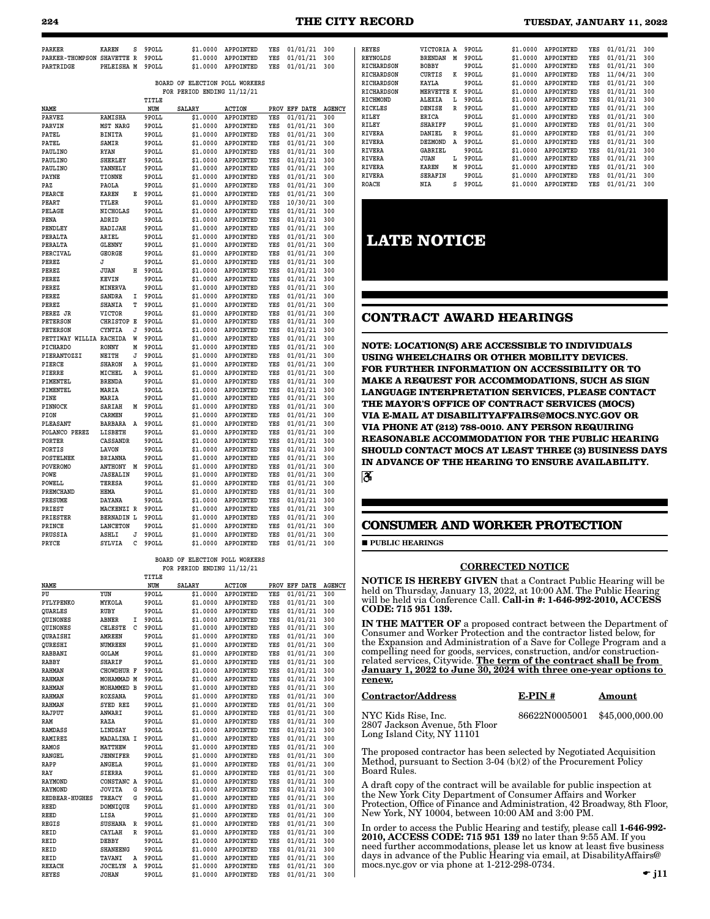| | | | | | | | |
|---|---|---|---|---|---|---|---|
| PARKER | KAREN S | 9POLL | $1.0000 | APPOINTED | YES | 01/01/21 | 300 |
| PARKER-THOMPSON | SHAVETTE R | 9POLL | $1.0000 | APPOINTED | YES | 01/01/21 | 300 |
| PARTRIDGE | PHLEISHA M | 9POLL | $1.0000 | APPOINTED | YES | 01/01/21 | 300 |

BOARD OF ELECTION POLL WORKERS
FOR PERIOD ENDING 11/12/21

| NAME | | TITLE NUM | SALARY | ACTION | PROV | EFF DATE | AGENCY |
|---|---|---|---|---|---|---|---|
| PARVEZ | RAMISHA | 9POLL | $1.0000 | APPOINTED | YES | 01/01/21 | 300 |
| PARVIN | MST NARG | 9POLL | $1.0000 | APPOINTED | YES | 01/01/21 | 300 |
| PATEL | BINITA | 9POLL | $1.0000 | APPOINTED | YES | 01/01/21 | 300 |
| PATEL | SAMIR | 9POLL | $1.0000 | APPOINTED | YES | 01/01/21 | 300 |
| PAULINO | RYAN | 9POLL | $1.0000 | APPOINTED | YES | 01/01/21 | 300 |
| PAULINO | SHERLEY | 9POLL | $1.0000 | APPOINTED | YES | 01/01/21 | 300 |
| PAULINO | YANNELY | 9POLL | $1.0000 | APPOINTED | YES | 01/01/21 | 300 |
| PAYNE | TIONNE | 9POLL | $1.0000 | APPOINTED | YES | 01/01/21 | 300 |
| PAZ | PAOLA | 9POLL | $1.0000 | APPOINTED | YES | 01/01/21 | 300 |
| PEARCE | KAREN E | 9POLL | $1.0000 | APPOINTED | YES | 01/01/21 | 300 |
| PEART | TYLER | 9POLL | $1.0000 | APPOINTED | YES | 10/30/21 | 300 |
| PELAGE | NICHOLAS | 9POLL | $1.0000 | APPOINTED | YES | 01/01/21 | 300 |
| PENA | ADRID | 9POLL | $1.0000 | APPOINTED | YES | 01/01/21 | 300 |
| PENDLEY | HADIJAH | 9POLL | $1.0000 | APPOINTED | YES | 01/01/21 | 300 |
| PERALTA | ARIEL | 9POLL | $1.0000 | APPOINTED | YES | 01/01/21 | 300 |
| PERALTA | GLENNY | 9POLL | $1.0000 | APPOINTED | YES | 01/01/21 | 300 |
| PERCIVAL | GEORGE | 9POLL | $1.0000 | APPOINTED | YES | 01/01/21 | 300 |
| PEREZ | J | 9POLL | $1.0000 | APPOINTED | YES | 01/01/21 | 300 |
| PEREZ | JUAN H | 9POLL | $1.0000 | APPOINTED | YES | 01/01/21 | 300 |
| PEREZ | KEVIN | 9POLL | $1.0000 | APPOINTED | YES | 01/01/21 | 300 |
| PEREZ | MINERVA | 9POLL | $1.0000 | APPOINTED | YES | 01/01/21 | 300 |
| PEREZ | SANDRA I | 9POLL | $1.0000 | APPOINTED | YES | 01/01/21 | 300 |
| PEREZ | SHANIA T | 9POLL | $1.0000 | APPOINTED | YES | 01/01/21 | 300 |
| PEREZ JR | VICTOR | 9POLL | $1.0000 | APPOINTED | YES | 01/01/21 | 300 |
| PETERSON | CHRISTOP E | 9POLL | $1.0000 | APPOINTED | YES | 01/01/21 | 300 |
| PETERSON | CYNTIA J | 9POLL | $1.0000 | APPOINTED | YES | 01/01/21 | 300 |
| PETTIWAY WILLIA | RACHIDA W | 9POLL | $1.0000 | APPOINTED | YES | 01/01/21 | 300 |
| PICHARDO | RONNY M | 9POLL | $1.0000 | APPOINTED | YES | 01/01/21 | 300 |
| PIERANTOZZI | NEITH J | 9POLL | $1.0000 | APPOINTED | YES | 01/01/21 | 300 |
| PIERCE | SHARON A | 9POLL | $1.0000 | APPOINTED | YES | 01/01/21 | 300 |
| PIERRE | MICHEL A | 9POLL | $1.0000 | APPOINTED | YES | 01/01/21 | 300 |
| PIMENTEL | BRENDA | 9POLL | $1.0000 | APPOINTED | YES | 01/01/21 | 300 |
| PIMENTEL | MARIA | 9POLL | $1.0000 | APPOINTED | YES | 01/01/21 | 300 |
| PINE | MARIA | 9POLL | $1.0000 | APPOINTED | YES | 01/01/21 | 300 |
| PINNOCK | SARIAH M | 9POLL | $1.0000 | APPOINTED | YES | 01/01/21 | 300 |
| PION | CARMEN | 9POLL | $1.0000 | APPOINTED | YES | 01/01/21 | 300 |
| PLEASANT | BARBARA A | 9POLL | $1.0000 | APPOINTED | YES | 01/01/21 | 300 |
| POLANCO PEREZ | LISBETH | 9POLL | $1.0000 | APPOINTED | YES | 01/01/21 | 300 |
| PORTER | CASSANDR | 9POLL | $1.0000 | APPOINTED | YES | 01/01/21 | 300 |
| PORTIS | LAVON | 9POLL | $1.0000 | APPOINTED | YES | 01/01/21 | 300 |
| POSTELNEK | BRIANNA | 9POLL | $1.0000 | APPOINTED | YES | 01/01/21 | 300 |
| POVEROMO | ANTHONY M | 9POLL | $1.0000 | APPOINTED | YES | 01/01/21 | 300 |
| POWE | JASEALIN | 9POLL | $1.0000 | APPOINTED | YES | 01/01/21 | 300 |
| POWELL | TERESA | 9POLL | $1.0000 | APPOINTED | YES | 01/01/21 | 300 |
| PREMCHAND | HEMA | 9POLL | $1.0000 | APPOINTED | YES | 01/01/21 | 300 |
| PRESUME | DAYANA | 9POLL | $1.0000 | APPOINTED | YES | 01/01/21 | 300 |
| PRIEST | MACKENZI R | 9POLL | $1.0000 | APPOINTED | YES | 01/01/21 | 300 |
| PRIESTER | BERNADIN L | 9POLL | $1.0000 | APPOINTED | YES | 01/01/21 | 300 |
| PRINCE | LANCETON | 9POLL | $1.0000 | APPOINTED | YES | 01/01/21 | 300 |
| PRUSSIA | ASHLI J | 9POLL | $1.0000 | APPOINTED | YES | 01/01/21 | 300 |
| PRYCE | SYLVIA C | 9POLL | $1.0000 | APPOINTED | YES | 01/01/21 | 300 |

BOARD OF ELECTION POLL WORKERS
FOR PERIOD ENDING 11/12/21

| NAME | | TITLE NUM | SALARY | ACTION | PROV | EFF DATE | AGENCY |
|---|---|---|---|---|---|---|---|
| PU | YUN | 9POLL | $1.0000 | APPOINTED | YES | 01/01/21 | 300 |
| PYLYPENKO | MYKOLA | 9POLL | $1.0000 | APPOINTED | YES | 01/01/21 | 300 |
| QUARLES | RUBY | 9POLL | $1.0000 | APPOINTED | YES | 01/01/21 | 300 |
| QUINONES | ABNER I | 9POLL | $1.0000 | APPOINTED | YES | 01/01/21 | 300 |
| QUINONES | CELESTE C | 9POLL | $1.0000 | APPOINTED | YES | 01/01/21 | 300 |
| QURAISHI | AMREEN | 9POLL | $1.0000 | APPOINTED | YES | 01/01/21 | 300 |
| QURESHI | NUMREEN | 9POLL | $1.0000 | APPOINTED | YES | 01/01/21 | 300 |
| RABBANI | GOLAM | 9POLL | $1.0000 | APPOINTED | YES | 01/01/21 | 300 |
| RABBY | SHARIF | 9POLL | $1.0000 | APPOINTED | YES | 01/01/21 | 300 |
| RAHMAN | CHOWDHUR F | 9POLL | $1.0000 | APPOINTED | YES | 01/01/21 | 300 |
| RAHMAN | MOHAMMAD M | 9POLL | $1.0000 | APPOINTED | YES | 01/01/21 | 300 |
| RAHMAN | MOHAMMED B | 9POLL | $1.0000 | APPOINTED | YES | 01/01/21 | 300 |
| RAHMAN | ROXSANA | 9POLL | $1.0000 | APPOINTED | YES | 01/01/21 | 300 |
| RAHMAN | SYED REZ | 9POLL | $1.0000 | APPOINTED | YES | 01/01/21 | 300 |
| RAJPUT | ANWARI | 9POLL | $1.0000 | APPOINTED | YES | 01/01/21 | 300 |
| RAM | RAZA | 9POLL | $1.0000 | APPOINTED | YES | 01/01/21 | 300 |
| RAMDASS | LINDSAY | 9POLL | $1.0000 | APPOINTED | YES | 01/01/21 | 300 |
| RAMIREZ | MADALINA I | 9POLL | $1.0000 | APPOINTED | YES | 01/01/21 | 300 |
| RAMOS | MATTHEW | 9POLL | $1.0000 | APPOINTED | YES | 01/01/21 | 300 |
| RANGEL | JENNIFER | 9POLL | $1.0000 | APPOINTED | YES | 01/01/21 | 300 |
| RAPP | ANGELA | 9POLL | $1.0000 | APPOINTED | YES | 01/01/21 | 300 |
| RAY | SIERRA | 9POLL | $1.0000 | APPOINTED | YES | 01/01/21 | 300 |
| RAYMOND | CONSTANC A | 9POLL | $1.0000 | APPOINTED | YES | 01/01/21 | 300 |
| RAYMOND | JOVITA G | 9POLL | $1.0000 | APPOINTED | YES | 01/01/21 | 300 |
| REDBEAR-HUGHES | TREACY G | 9POLL | $1.0000 | APPOINTED | YES | 01/01/21 | 300 |
| REED | DOMNIQUE | 9POLL | $1.0000 | APPOINTED | YES | 01/01/21 | 300 |
| REED | LISA | 9POLL | $1.0000 | APPOINTED | YES | 01/01/21 | 300 |
| REGIS | SUSHANA R | 9POLL | $1.0000 | APPOINTED | YES | 01/01/21 | 300 |
| REID | CAYLAH R | 9POLL | $1.0000 | APPOINTED | YES | 01/01/21 | 300 |
| REID | DEBBY | 9POLL | $1.0000 | APPOINTED | YES | 01/01/21 | 300 |
| REID | SHANEENG | 9POLL | $1.0000 | APPOINTED | YES | 01/01/21 | 300 |
| REID | TAVANI A | 9POLL | $1.0000 | APPOINTED | YES | 01/01/21 | 300 |
| REXACH | JOCELYN A | 9POLL | $1.0000 | APPOINTED | YES | 01/01/21 | 300 |
| REYES | JOHAN | 9POLL | $1.0000 | APPOINTED | YES | 01/01/21 | 300 |
| REYES | VICTORIA A | 9POLL | $1.0000 | APPOINTED | YES | 01/01/21 | 300 |
| REYNOLDS | BRENDAN M | 9POLL | $1.0000 | APPOINTED | YES | 01/01/21 | 300 |
| RICHARDSON | BOBBY | 9POLL | $1.0000 | APPOINTED | YES | 01/01/21 | 300 |
| RICHARDSON | CURTIS K | 9POLL | $1.0000 | APPOINTED | YES | 11/04/21 | 300 |
| RICHARDSON | KAYLA | 9POLL | $1.0000 | APPOINTED | YES | 01/01/21 | 300 |
| RICHARDSON | MERVETTE K | 9POLL | $1.0000 | APPOINTED | YES | 01/01/21 | 300 |
| RICHMOND | ALEXIA L | 9POLL | $1.0000 | APPOINTED | YES | 01/01/21 | 300 |
| RICKLES | DENISE R | 9POLL | $1.0000 | APPOINTED | YES | 01/01/21 | 300 |
| RILEY | ERICA | 9POLL | $1.0000 | APPOINTED | YES | 01/01/21 | 300 |
| RILEY | SHARIFF | 9POLL | $1.0000 | APPOINTED | YES | 01/01/21 | 300 |
| RIVERA | DANIEL R | 9POLL | $1.0000 | APPOINTED | YES | 01/01/21 | 300 |
| RIVERA | DEZMOND A | 9POLL | $1.0000 | APPOINTED | YES | 01/01/21 | 300 |
| RIVERA | GABRIEL | 9POLL | $1.0000 | APPOINTED | YES | 01/01/21 | 300 |
| RIVERA | JUAN L | 9POLL | $1.0000 | APPOINTED | YES | 01/01/21 | 300 |
| RIVERA | KAREN M | 9POLL | $1.0000 | APPOINTED | YES | 01/01/21 | 300 |
| RIVERA | SERAFIN | 9POLL | $1.0000 | APPOINTED | YES | 01/01/21 | 300 |
| ROACH | NIA S | 9POLL | $1.0000 | APPOINTED | YES | 01/01/21 | 300 |

# LATE NOTICE

## CONTRACT AWARD HEARINGS

**NOTE: LOCATION(S) ARE ACCESSIBLE TO INDIVIDUALS USING WHEELCHAIRS OR OTHER MOBILITY DEVICES. FOR FURTHER INFORMATION ON ACCESSIBILITY OR TO MAKE A REQUEST FOR ACCOMMODATIONS, SUCH AS SIGN LANGUAGE INTERPRETATION SERVICES, PLEASE CONTACT THE MAYOR'S OFFICE OF CONTRACT SERVICES (MOCS) VIA E-MAIL AT DISABILITYAFFAIRS@MOCS.NYC.GOV OR VIA PHONE AT (212) 788-0010. ANY PERSON REQUIRING REASONABLE ACCOMMODATION FOR THE PUBLIC HEARING SHOULD CONTACT MOCS AT LEAST THREE (3) BUSINESS DAYS IN ADVANCE OF THE HEARING TO ENSURE AVAILABILITY.**

## CONSUMER AND WORKER PROTECTION

■ **PUBLIC HEARINGS**

**CORRECTED NOTICE**

**NOTICE IS HEREBY GIVEN** that a Contract Public Hearing will be held on Thursday, January 13, 2022, at 10:00 AM. The Public Hearing will be held via Conference Call. **Call-in #: 1-646-992-2010, ACCESS CODE: 715 951 139.**

**IN THE MATTER OF** a proposed contract between the Department of Consumer and Worker Protection and the contractor listed below, for the Expansion and Administration of a Save for College Program and a compelling need for goods, services, construction, and/or construction-related services, Citywide. **The term of the contract shall be from January 1, 2022 to June 30, 2024 with three one-year options to renew.**

| Contractor/Address | E-PIN # | Amount |
|---|---|---|
| NYC Kids Rise, Inc. 2807 Jackson Avenue, 5th Floor Long Island City, NY 11101 | 86622N0005001 | $45,000,000.00 |

The proposed contractor has been selected by Negotiated Acquisition Method, pursuant to Section 3-04 (b)(2) of the Procurement Policy Board Rules.

A draft copy of the contract will be available for public inspection at the New York City Department of Consumer Affairs and Worker Protection, Office of Finance and Administration, 42 Broadway, 8th Floor, New York, NY 10004, between 10:00 AM and 3:00 PM.

In order to access the Public Hearing and testify, please call **1-646-992-2010, ACCESS CODE: 715 951 139** no later than 9:55 AM. If you need further accommodations, please let us know at least five business days in advance of the Public Hearing via email, at DisabilityAffairs@mocs.nyc.gov or via phone at 1-212-298-0734.

☛ **j11**